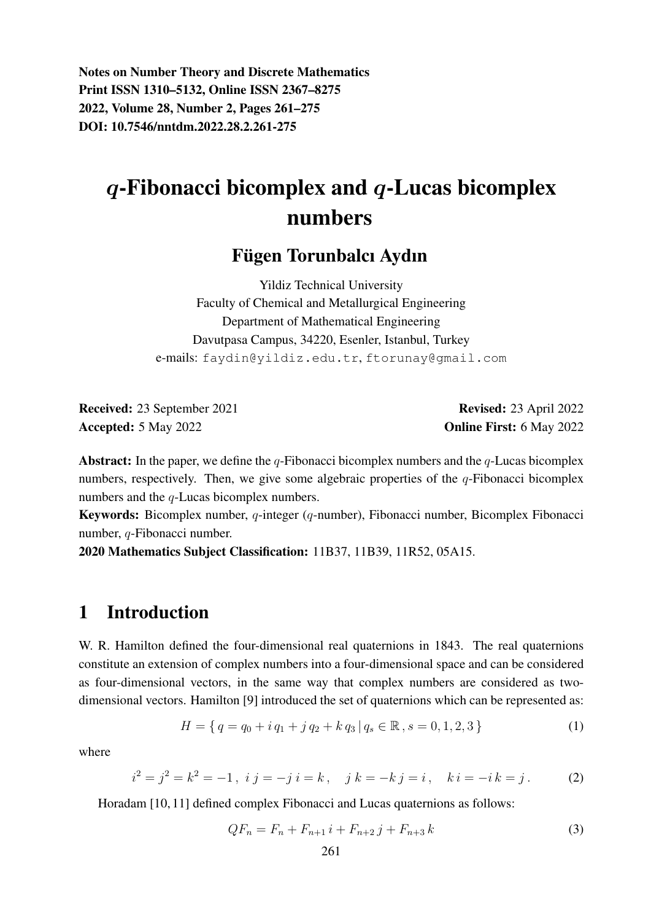**Notes on Number Theory and Discrete Mathematics**
**Print ISSN 1310–5132, Online ISSN 2367–8275**
**2022, Volume 28, Number 2, Pages 261–275**
**DOI: 10.7546/nntdm.2022.28.2.261-275**

# $q$-Fibonacci bicomplex and $q$-Lucas bicomplex numbers

## Fügen Torunbalcı Aydın

Yildiz Technical University
Faculty of Chemical and Metallurgical Engineering
Department of Mathematical Engineering
Davutpasa Campus, 34220, Esenler, Istanbul, Turkey
e-mails: `faydin@yildiz.edu.tr`, `ftorunay@gmail.com`

**Received:** 23 September 2021 **Revised:** 23 April 2022
**Accepted:** 5 May 2022 **Online First:** 6 May 2022

**Abstract:** In the paper, we define the $q$-Fibonacci bicomplex numbers and the $q$-Lucas bicomplex numbers, respectively. Then, we give some algebraic properties of the $q$-Fibonacci bicomplex numbers and the $q$-Lucas bicomplex numbers.

**Keywords:** Bicomplex number, $q$-integer ($q$-number), Fibonacci number, Bicomplex Fibonacci number, $q$-Fibonacci number.

**2020 Mathematics Subject Classification:** 11B37, 11B39, 11R52, 05A15.

## 1 Introduction

W. R. Hamilton defined the four-dimensional real quaternions in 1843. The real quaternions constitute an extension of complex numbers into a four-dimensional space and can be considered as four-dimensional vectors, in the same way that complex numbers are considered as two-dimensional vectors. Hamilton [9] introduced the set of quaternions which can be represented as:

$$H = \{ \, q = q_0 + i\, q_1 + j\, q_2 + k\, q_3 \, | \, q_s \in \mathbb{R} \, , s = 0, 1, 2, 3 \, \} \tag{1}$$

where

$$i^2 = j^2 = k^2 = -1 \, , \; i\, j = -j\, i = k \, , \quad j\, k = -k\, j = i \, , \quad k\, i = -i\, k = j \, . \tag{2}$$

Horadam [10, 11] defined complex Fibonacci and Lucas quaternions as follows:

$$QF_n = F_n + F_{n+1}\, i + F_{n+2}\, j + F_{n+3}\, k \tag{3}$$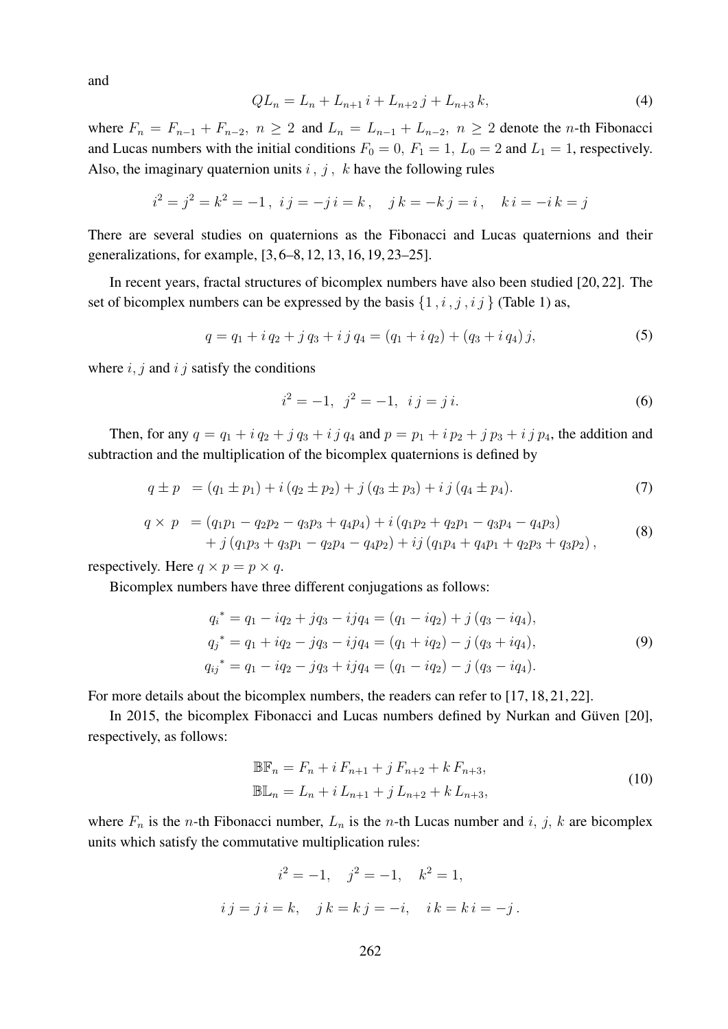and

$$QL_n = L_n + L_{n+1}\, i + L_{n+2}\, j + L_{n+3}\, k, \tag{4}$$

where $F_n = F_{n-1} + F_{n-2},\ n \geq 2$ and $L_n = L_{n-1} + L_{n-2},\ n \geq 2$ denote the $n$-th Fibonacci and Lucas numbers with the initial conditions $F_0 = 0,\ F_1 = 1,\ L_0 = 2$ and $L_1 = 1$, respectively. Also, the imaginary quaternion units $i\,,\ j\,,\ k$ have the following rules

$$i^2 = j^2 = k^2 = -1\,,\ i\,j = -j\,i = k\,, \quad j\,k = -k\,j = i\,, \quad k\,i = -i\,k = j$$

There are several studies on quaternions as the Fibonacci and Lucas quaternions and their generalizations, for example, [3, 6–8, 12, 13, 16, 19, 23–25].

In recent years, fractal structures of bicomplex numbers have also been studied [20, 22]. The set of bicomplex numbers can be expressed by the basis $\{1\,, i\,, j\,, i\,j\,\}$ (Table 1) as,

$$q = q_1 + i\, q_2 + j\, q_3 + i\, j\, q_4 = (q_1 + i\, q_2) + (q_3 + i\, q_4)\, j, \tag{5}$$

where $i, j$ and $i\, j$ satisfy the conditions

$$i^2 = -1, \ \ j^2 = -1, \ \ i\, j = j\, i. \tag{6}$$

Then, for any $q = q_1 + i\, q_2 + j\, q_3 + i\, j\, q_4$ and $p = p_1 + i\, p_2 + j\, p_3 + i\, j\, p_4$, the addition and subtraction and the multiplication of the bicomplex quaternions is defined by

$$q \pm p \ \ = (q_1 \pm p_1) + i\,(q_2 \pm p_2) + j\,(q_3 \pm p_3) + i\,j\,(q_4 \pm p_4). \tag{7}$$

$$\begin{aligned} q \times p \ \ &= (q_1 p_1 - q_2 p_2 - q_3 p_3 + q_4 p_4) + i\,(q_1 p_2 + q_2 p_1 - q_3 p_4 - q_4 p_3) \\ &\quad + j\,(q_1 p_3 + q_3 p_1 - q_2 p_4 - q_4 p_2) + ij\,(q_1 p_4 + q_4 p_1 + q_2 p_3 + q_3 p_2)\,, \end{aligned} \tag{8}$$

respectively. Here $q \times p = p \times q$.

Bicomplex numbers have three different conjugations as follows:

$$\begin{aligned} {q_i}^* &= q_1 - iq_2 + jq_3 - ijq_4 = (q_1 - iq_2) + j\,(q_3 - iq_4), \\ {q_j}^* &= q_1 + iq_2 - jq_3 - ijq_4 = (q_1 + iq_2) - j\,(q_3 + iq_4), \\ {q_{ij}}^* &= q_1 - iq_2 - jq_3 + ijq_4 = (q_1 - iq_2) - j\,(q_3 - iq_4). \end{aligned} \tag{9}$$

For more details about the bicomplex numbers, the readers can refer to [17, 18, 21, 22].

In 2015, the bicomplex Fibonacci and Lucas numbers defined by Nurkan and Güven [20], respectively, as follows:

$$\begin{aligned} \mathbb{BF}_n &= F_n + i\, F_{n+1} + j\, F_{n+2} + k\, F_{n+3}, \\ \mathbb{BL}_n &= L_n + i\, L_{n+1} + j\, L_{n+2} + k\, L_{n+3}, \end{aligned} \tag{10}$$

where $F_n$ is the $n$-th Fibonacci number, $L_n$ is the $n$-th Lucas number and $i,\ j,\ k$ are bicomplex units which satisfy the commutative multiplication rules:

$$i^2 = -1, \quad j^2 = -1, \quad k^2 = 1,$$

$$i\, j = j\, i = k, \quad j\, k = k\, j = -i, \quad i\, k = k\, i = -j\,.$$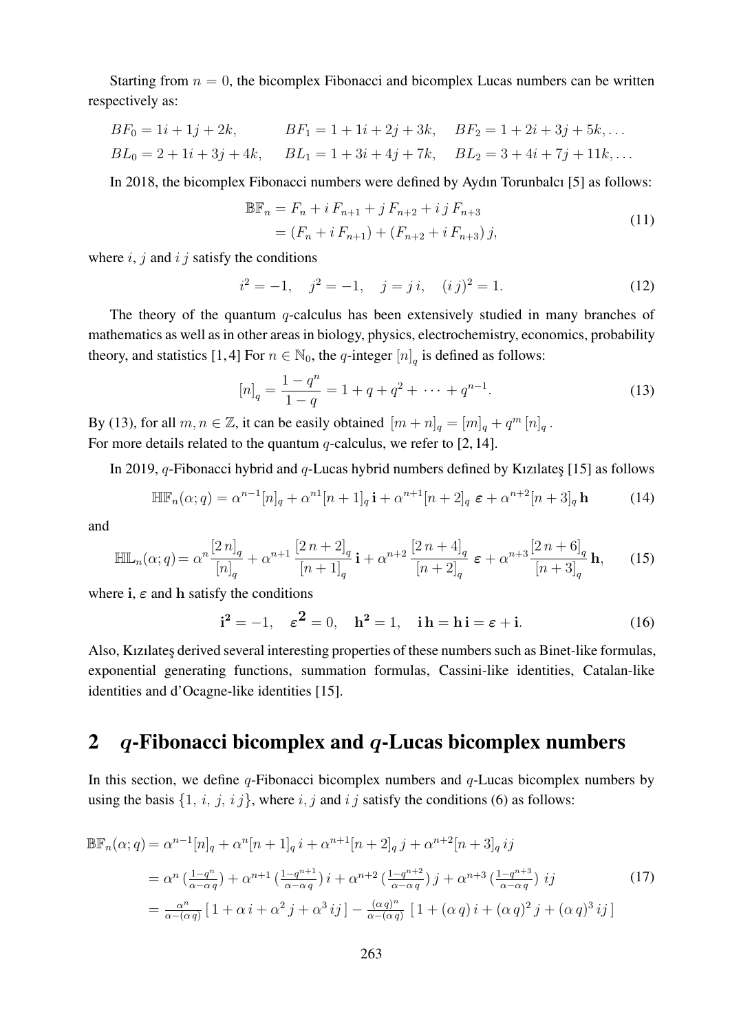Starting from $n = 0$, the bicomplex Fibonacci and bicomplex Lucas numbers can be written respectively as:

$$BF_0 = 1i + 1j + 2k, \qquad BF_1 = 1 + 1i + 2j + 3k, \quad BF_2 = 1 + 2i + 3j + 5k, \ldots$$
$$BL_0 = 2 + 1i + 3j + 4k, \quad BL_1 = 1 + 3i + 4j + 7k, \quad BL_2 = 3 + 4i + 7j + 11k, \ldots$$

In 2018, the bicomplex Fibonacci numbers were defined by Aydın Torunbalcı [5] as follows:

$$\begin{aligned} \mathbb{BF}_n &= F_n + i\,F_{n+1} + j\,F_{n+2} + i\,j\,F_{n+3} \\ &= (F_n + i\,F_{n+1}) + (F_{n+2} + i\,F_{n+3})\,j, \end{aligned} \tag{11}$$

where $i$, $j$ and $i\,j$ satisfy the conditions

$$i^2 = -1, \quad j^2 = -1, \quad j = j\,i, \quad (i\,j)^2 = 1. \tag{12}$$

The theory of the quantum $q$-calculus has been extensively studied in many branches of mathematics as well as in other areas in biology, physics, electrochemistry, economics, probability theory, and statistics [1, 4] For $n \in \mathbb{N}_0$, the $q$-integer $[n]_q$ is defined as follows:

$$[n]_q = \frac{1 - q^n}{1 - q} = 1 + q + q^2 + \cdots + q^{n-1}. \tag{13}$$

By (13), for all $m, n \in \mathbb{Z}$, it can be easily obtained $[m + n]_q = [m]_q + q^m\,[n]_q$.
For more details related to the quantum $q$-calculus, we refer to [2, 14].

In 2019, $q$-Fibonacci hybrid and $q$-Lucas hybrid numbers defined by Kızılateş [15] as follows

$$\mathbb{HF}_n(\alpha; q) = \alpha^{n-1}[n]_q + \alpha^{n1}[n+1]_q\,\mathbf{i} + \alpha^{n+1}[n+2]_q\,\boldsymbol{\varepsilon} + \alpha^{n+2}[n+3]_q\,\mathbf{h} \tag{14}$$

and

$$\mathbb{HL}_n(\alpha; q) = \alpha^n \frac{[2\,n]_q}{[n]_q} + \alpha^{n+1}\frac{[2\,n+2]_q}{[n+1]_q}\,\mathbf{i} + \alpha^{n+2}\frac{[2\,n+4]_q}{[n+2]_q}\,\boldsymbol{\varepsilon} + \alpha^{n+3}\frac{[2\,n+6]_q}{[n+3]_q}\,\mathbf{h}, \tag{15}$$

where $\mathbf{i}$, $\boldsymbol{\varepsilon}$ and $\mathbf{h}$ satisfy the conditions

$$\mathbf{i}^2 = -1, \quad \boldsymbol{\varepsilon}^2 = 0, \quad \mathbf{h}^2 = 1, \quad \mathbf{i}\,\mathbf{h} = \mathbf{h}\,\mathbf{i} = \boldsymbol{\varepsilon} + \mathbf{i}. \tag{16}$$

Also, Kızılateş derived several interesting properties of these numbers such as Binet-like formulas, exponential generating functions, summation formulas, Cassini-like identities, Catalan-like identities and d'Ocagne-like identities [15].

## 2 $q$-Fibonacci bicomplex and $q$-Lucas bicomplex numbers

In this section, we define $q$-Fibonacci bicomplex numbers and $q$-Lucas bicomplex numbers by using the basis $\{1,\ i,\ j,\ i\,j\}$, where $i$, $j$ and $i\,j$ satisfy the conditions (6) as follows:

$$\begin{aligned} \mathbb{BF}_n(\alpha; q) &= \alpha^{n-1}[n]_q + \alpha^n[n+1]_q\,i + \alpha^{n+1}[n+2]_q\,j + \alpha^{n+2}[n+3]_q\,ij \\ &= \alpha^n\left(\tfrac{1-q^n}{\alpha - \alpha\,q}\right) + \alpha^{n+1}\left(\tfrac{1-q^{n+1}}{\alpha-\alpha\,q}\right)i + \alpha^{n+2}\left(\tfrac{1-q^{n+2}}{\alpha-\alpha\,q}\right)j + \alpha^{n+3}\left(\tfrac{1-q^{n+3}}{\alpha-\alpha\,q}\right)\,ij \\ &= \tfrac{\alpha^n}{\alpha-(\alpha\,q)}\left[\,1 + \alpha\,i + \alpha^2\,j + \alpha^3\,ij\,\right] - \tfrac{(\alpha\,q)^n}{\alpha-(\alpha\,q)}\,\left[\,1 + (\alpha\,q)\,i + (\alpha\,q)^2\,j + (\alpha\,q)^3\,ij\,\right] \end{aligned} \tag{17}$$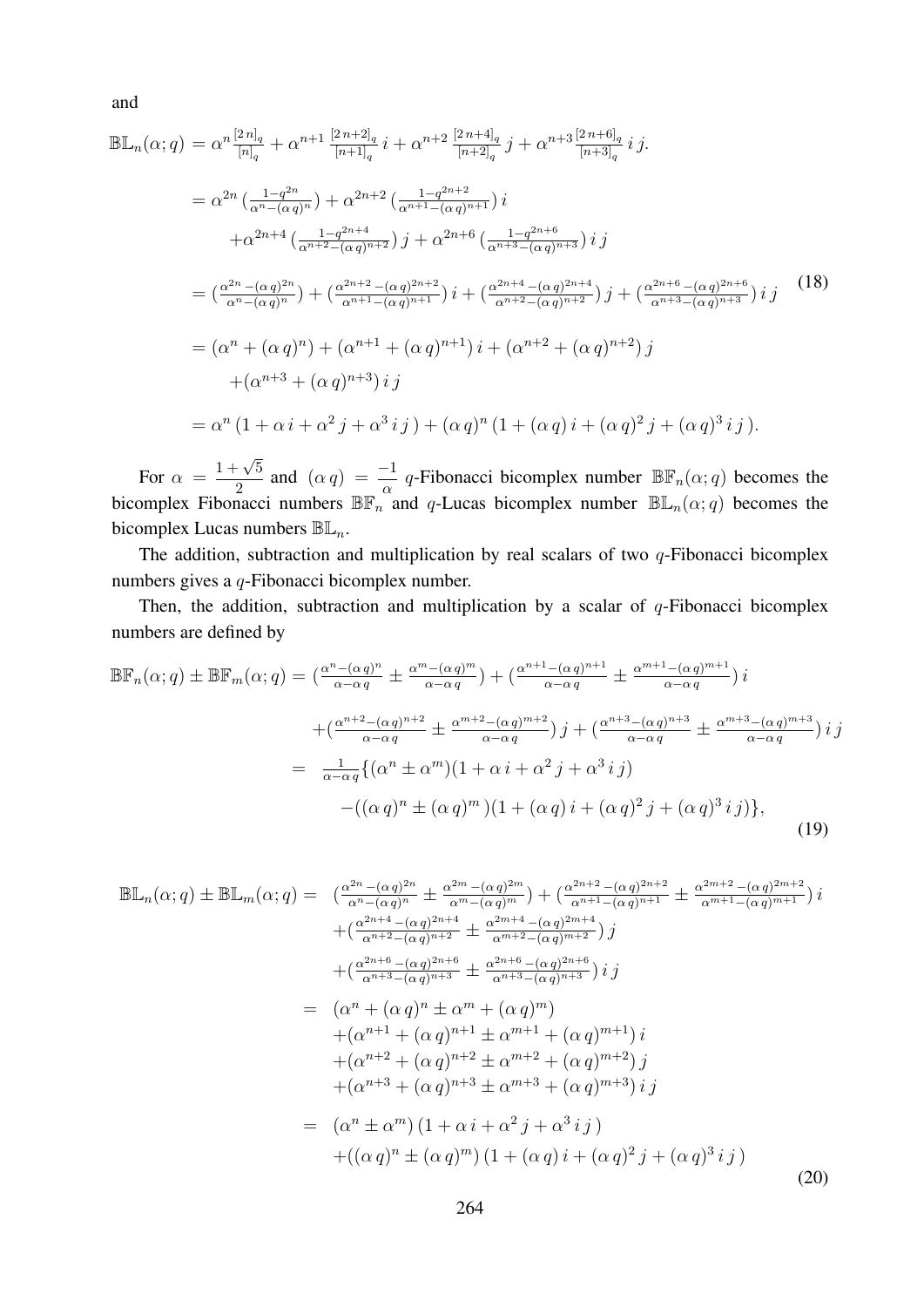and

$$
\begin{aligned}
\mathbb{BL}_n(\alpha;q) &= \alpha^n \tfrac{[2\,n]_q}{[n]_q} + \alpha^{n+1}\, \tfrac{[2\,n+2]_q}{[n+1]_q}\, i + \alpha^{n+2}\, \tfrac{[2\,n+4]_q}{[n+2]_q}\, j + \alpha^{n+3}\tfrac{[2\,n+6]_q}{[n+3]_q}\, i\, j. \\
&= \alpha^{2n}\,(\tfrac{1-q^{2n}}{\alpha^n-(\alpha\,q)^n}) + \alpha^{2n+2}\,(\tfrac{1-q^{2n+2}}{\alpha^{n+1}-(\alpha\,q)^{n+1}})\, i \\
&\quad + \alpha^{2n+4}\,(\tfrac{1-q^{2n+4}}{\alpha^{n+2}-(\alpha\,q)^{n+2}})\, j + \alpha^{2n+6}\,(\tfrac{1-q^{2n+6}}{\alpha^{n+3}-(\alpha\,q)^{n+3}})\, i\, j \\
&= (\tfrac{\alpha^{2n}-(\alpha\,q)^{2n}}{\alpha^n-(\alpha\,q)^n}) + (\tfrac{\alpha^{2n+2}-(\alpha\,q)^{2n+2}}{\alpha^{n+1}-(\alpha\,q)^{n+1}})\, i + (\tfrac{\alpha^{2n+4}-(\alpha\,q)^{2n+4}}{\alpha^{n+2}-(\alpha\,q)^{n+2}})\, j + (\tfrac{\alpha^{2n+6}-(\alpha\,q)^{2n+6}}{\alpha^{n+3}-(\alpha\,q)^{n+3}})\, i\, j \\
&= (\alpha^n + (\alpha\,q)^n) + (\alpha^{n+1} + (\alpha\,q)^{n+1})\, i + (\alpha^{n+2} + (\alpha\,q)^{n+2})\, j \\
&\quad + (\alpha^{n+3} + (\alpha\,q)^{n+3})\, i\, j \\
&= \alpha^n\,(1 + \alpha\, i + \alpha^2\, j + \alpha^3\, i\, j\,) + (\alpha\,q)^n\,(1 + (\alpha\,q)\, i + (\alpha\,q)^2\, j + (\alpha\,q)^3\, i\, j\,).
\end{aligned}
\tag{18}
$$

For $\alpha = \dfrac{1+\sqrt{5}}{2}$ and $(\alpha\,q) = \dfrac{-1}{\alpha}$ $q$-Fibonacci bicomplex number $\mathbb{BF}_n(\alpha;q)$ becomes the bicomplex Fibonacci numbers $\mathbb{BF}_n$ and $q$-Lucas bicomplex number $\mathbb{BL}_n(\alpha;q)$ becomes the bicomplex Lucas numbers $\mathbb{BL}_n$.

The addition, subtraction and multiplication by real scalars of two $q$-Fibonacci bicomplex numbers gives a $q$-Fibonacci bicomplex number.

Then, the addition, subtraction and multiplication by a scalar of $q$-Fibonacci bicomplex numbers are defined by

$$
\begin{aligned}
\mathbb{BF}_n(\alpha;q) \pm \mathbb{BF}_m(\alpha;q) &= (\tfrac{\alpha^n-(\alpha\,q)^n}{\alpha-\alpha\,q} \pm \tfrac{\alpha^m-(\alpha\,q)^m}{\alpha-\alpha\,q}) + (\tfrac{\alpha^{n+1}-(\alpha\,q)^{n+1}}{\alpha-\alpha\,q} \pm \tfrac{\alpha^{m+1}-(\alpha\,q)^{m+1}}{\alpha-\alpha\,q})\, i \\
&\quad + (\tfrac{\alpha^{n+2}-(\alpha\,q)^{n+2}}{\alpha-\alpha\,q} \pm \tfrac{\alpha^{m+2}-(\alpha\,q)^{m+2}}{\alpha-\alpha\,q})\, j + (\tfrac{\alpha^{n+3}-(\alpha\,q)^{n+3}}{\alpha-\alpha\,q} \pm \tfrac{\alpha^{m+3}-(\alpha\,q)^{m+3}}{\alpha-\alpha\,q})\, i\, j \\
&= \tfrac{1}{\alpha-\alpha\,q}\{(\alpha^n \pm \alpha^m)(1 + \alpha\, i + \alpha^2\, j + \alpha^3\, i\, j) \\
&\quad - ((\alpha\,q)^n \pm (\alpha\,q)^m\,)(1 + (\alpha\,q)\, i + (\alpha\,q)^2\, j + (\alpha\,q)^3\, i\, j)\},
\end{aligned}
\tag{19}
$$

$$
\begin{aligned}
\mathbb{BL}_n(\alpha;q) \pm \mathbb{BL}_m(\alpha;q) = \;& (\tfrac{\alpha^{2n}-(\alpha\,q)^{2n}}{\alpha^n-(\alpha\,q)^n} \pm \tfrac{\alpha^{2m}-(\alpha\,q)^{2m}}{\alpha^m-(\alpha\,q)^m}) + (\tfrac{\alpha^{2n+2}-(\alpha\,q)^{2n+2}}{\alpha^{n+1}-(\alpha\,q)^{n+1}} \pm \tfrac{\alpha^{2m+2}-(\alpha\,q)^{2m+2}}{\alpha^{m+1}-(\alpha\,q)^{m+1}})\, i \\
& + (\tfrac{\alpha^{2n+4}-(\alpha\,q)^{2n+4}}{\alpha^{n+2}-(\alpha\,q)^{n+2}} \pm \tfrac{\alpha^{2m+4}-(\alpha\,q)^{2m+4}}{\alpha^{m+2}-(\alpha\,q)^{m+2}})\, j \\
& + (\tfrac{\alpha^{2n+6}-(\alpha\,q)^{2n+6}}{\alpha^{n+3}-(\alpha\,q)^{n+3}} \pm \tfrac{\alpha^{2n+6}-(\alpha\,q)^{2n+6}}{\alpha^{n+3}-(\alpha\,q)^{n+3}})\, i\, j \\
= \;& (\alpha^n + (\alpha\,q)^n \pm \alpha^m + (\alpha\,q)^m) \\
& + (\alpha^{n+1} + (\alpha\,q)^{n+1} \pm \alpha^{m+1} + (\alpha\,q)^{m+1})\, i \\
& + (\alpha^{n+2} + (\alpha\,q)^{n+2} \pm \alpha^{m+2} + (\alpha\,q)^{m+2})\, j \\
& + (\alpha^{n+3} + (\alpha\,q)^{n+3} \pm \alpha^{m+3} + (\alpha\,q)^{m+3})\, i\, j \\
= \;& (\alpha^n \pm \alpha^m)\,(1 + \alpha\, i + \alpha^2\, j + \alpha^3\, i\, j\,) \\
& + ((\alpha\,q)^n \pm (\alpha\,q)^m)\,(1 + (\alpha\,q)\, i + (\alpha\,q)^2\, j + (\alpha\,q)^3\, i\, j\,)
\end{aligned}
\tag{20}
$$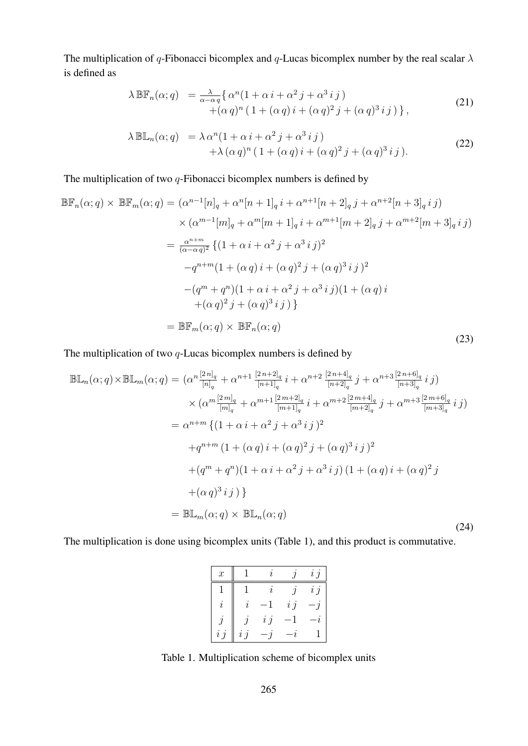The multiplication of $q$-Fibonacci bicomplex and $q$-Lucas bicomplex number by the real scalar $\lambda$ is defined as

$$
\begin{aligned}
\lambda\,\mathbb{BF}_n(\alpha;q) &= \tfrac{\lambda}{\alpha-\alpha\,q}\{\,\alpha^n(1+\alpha\,i+\alpha^2\,j+\alpha^3\,i\,j\,) \\
&\quad +(\alpha\,q)^n\,(\,1+(\alpha\,q)\,i+(\alpha\,q)^2\,j+(\alpha\,q)^3\,i\,j\,)\,\},
\end{aligned}
\tag{21}
$$

$$
\begin{aligned}
\lambda\,\mathbb{BL}_n(\alpha;q) &= \lambda\,\alpha^n(1+\alpha\,i+\alpha^2\,j+\alpha^3\,i\,j\,) \\
&\quad +\lambda\,(\alpha\,q)^n\,(\,1+(\alpha\,q)\,i+(\alpha\,q)^2\,j+(\alpha\,q)^3\,i\,j\,).
\end{aligned}
\tag{22}
$$

The multiplication of two $q$-Fibonacci bicomplex numbers is defined by

$$
\begin{aligned}
\mathbb{BF}_n(\alpha;q)\times\,\mathbb{BF}_m(\alpha;q) &= (\alpha^{n-1}[n]_q+\alpha^n[n+1]_q\,i+\alpha^{n+1}[n+2]_q\,j+\alpha^{n+2}[n+3]_q\,i\,j) \\
&\quad \times(\alpha^{m-1}[m]_q+\alpha^m[m+1]_q\,i+\alpha^{m+1}[m+2]_q\,j+\alpha^{m+2}[m+3]_q\,i\,j) \\
&= \tfrac{\alpha^{n+m}}{(\alpha-\alpha\,q)^2}\,\{(1+\alpha\,i+\alpha^2\,j+\alpha^3\,i\,j)^2 \\
&\quad -q^{n+m}(1+(\alpha\,q)\,i+(\alpha\,q)^2\,j+(\alpha\,q)^3\,i\,j\,)^2 \\
&\quad -(q^m+q^n)(1+\alpha\,i+\alpha^2\,j+\alpha^3\,i\,j)(1+(\alpha\,q)\,i \\
&\qquad +(\alpha\,q)^2\,j+(\alpha\,q)^3\,i\,j\,)\,\} \\
&= \mathbb{BF}_m(\alpha;q)\times\,\mathbb{BF}_n(\alpha;q)
\end{aligned}
\tag{23}
$$

The multiplication of two $q$-Lucas bicomplex numbers is defined by

$$
\begin{aligned}
\mathbb{BL}_n(\alpha;q)\times\mathbb{BL}_m(\alpha;q) &= (\alpha^n\tfrac{[2\,n]_q}{[n]_q}+\alpha^{n+1}\,\tfrac{[2\,n+2]_q}{[n+1]_q}\,i+\alpha^{n+2}\,\tfrac{[2\,n+4]_q}{[n+2]_q}\,j+\alpha^{n+3}\tfrac{[2\,n+6]_q}{[n+3]_q}\,i\,j) \\
&\quad \times(\alpha^m\tfrac{[2\,m]_q}{[m]_q}+\alpha^{m+1}\tfrac{[2\,m+2]_q}{[m+1]_q}\,i+\alpha^{m+2}\tfrac{[2\,m+4]_q}{[m+2]_q}\,j+\alpha^{m+3}\tfrac{[2\,m+6]_q}{[m+3]_q}\,i\,j) \\
&= \alpha^{n+m}\,\{(1+\alpha\,i+\alpha^2\,j+\alpha^3\,i\,j\,)^2 \\
&\quad +q^{n+m}\,(1+(\alpha\,q)\,i+(\alpha\,q)^2\,j+(\alpha\,q)^3\,i\,j\,)^2 \\
&\quad +(q^m+q^n)(1+\alpha\,i+\alpha^2\,j+\alpha^3\,i\,j)\,(1+(\alpha\,q)\,i+(\alpha\,q)^2\,j \\
&\quad +(\alpha\,q)^3\,i\,j\,)\,\} \\
&= \mathbb{BL}_m(\alpha;q)\times\,\mathbb{BL}_n(\alpha;q)
\end{aligned}
\tag{24}
$$

The multiplication is done using bicomplex units (Table 1), and this product is commutative.

| $x$ | $1$ | $i$ | $j$ | $i\,j$ |
|---|---|---|---|---|
| $1$ | $1$ | $i$ | $j$ | $i\,j$ |
| $i$ | $i$ | $-1$ | $i\,j$ | $-j$ |
| $j$ | $j$ | $i\,j$ | $-1$ | $-i$ |
| $i\,j$ | $i\,j$ | $-j$ | $-i$ | $1$ |

Table 1. Multiplication scheme of bicomplex units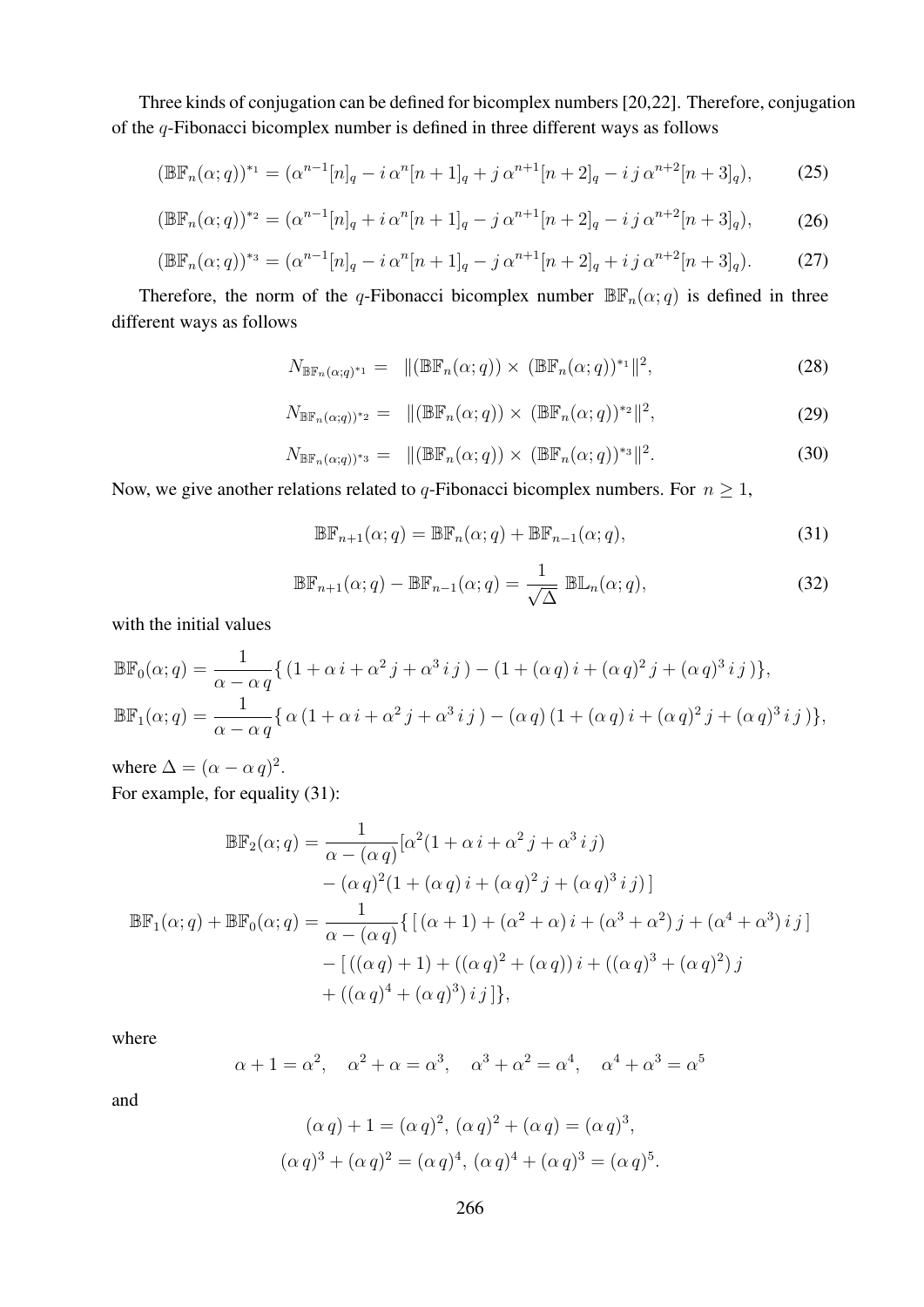Three kinds of conjugation can be defined for bicomplex numbers [20,22]. Therefore, conjugation of the $q$-Fibonacci bicomplex number is defined in three different ways as follows

$$(\mathbb{BF}_n(\alpha;q))^{*_1} = (\alpha^{n-1}[n]_q - i\,\alpha^{n}[n+1]_q + j\,\alpha^{n+1}[n+2]_q - i\,j\,\alpha^{n+2}[n+3]_q), \tag{25}$$

$$(\mathbb{BF}_n(\alpha;q))^{*_2} = (\alpha^{n-1}[n]_q + i\,\alpha^{n}[n+1]_q - j\,\alpha^{n+1}[n+2]_q - i\,j\,\alpha^{n+2}[n+3]_q), \tag{26}$$

$$(\mathbb{BF}_n(\alpha;q))^{*_3} = (\alpha^{n-1}[n]_q - i\,\alpha^{n}[n+1]_q - j\,\alpha^{n+1}[n+2]_q + i\,j\,\alpha^{n+2}[n+3]_q). \tag{27}$$

Therefore, the norm of the $q$-Fibonacci bicomplex number $\mathbb{BF}_n(\alpha;q)$ is defined in three different ways as follows

$$N_{\mathbb{BF}_n(\alpha;q)^{*_1}} = \|(\mathbb{BF}_n(\alpha;q)) \times (\mathbb{BF}_n(\alpha;q))^{*_1}\|^2, \tag{28}$$

$$N_{\mathbb{BF}_n(\alpha;q))^{*_2}} = \|(\mathbb{BF}_n(\alpha;q)) \times (\mathbb{BF}_n(\alpha;q))^{*_2}\|^2, \tag{29}$$

$$N_{\mathbb{BF}_n(\alpha;q))^{*_3}} = \|(\mathbb{BF}_n(\alpha;q)) \times (\mathbb{BF}_n(\alpha;q))^{*_3}\|^2. \tag{30}$$

Now, we give another relations related to $q$-Fibonacci bicomplex numbers. For $n \geq 1$,

$$\mathbb{BF}_{n+1}(\alpha;q) = \mathbb{BF}_n(\alpha;q) + \mathbb{BF}_{n-1}(\alpha;q), \tag{31}$$

$$\mathbb{BF}_{n+1}(\alpha;q) - \mathbb{BF}_{n-1}(\alpha;q) = \frac{1}{\sqrt{\Delta}}\,\mathbb{BL}_n(\alpha;q), \tag{32}$$

with the initial values

$$\mathbb{BF}_0(\alpha;q) = \frac{1}{\alpha - \alpha\,q}\{\,(1 + \alpha\,i + \alpha^2\,j + \alpha^3\,i\,j\,) - (1 + (\alpha\,q)\,i + (\alpha\,q)^2\,j + (\alpha\,q)^3\,i\,j\,)\},$$
$$\mathbb{BF}_1(\alpha;q) = \frac{1}{\alpha - \alpha\,q}\{\,\alpha\,(1 + \alpha\,i + \alpha^2\,j + \alpha^3\,i\,j\,) - (\alpha\,q)\,(1 + (\alpha\,q)\,i + (\alpha\,q)^2\,j + (\alpha\,q)^3\,i\,j\,)\},$$

where $\Delta = (\alpha - \alpha\,q)^2$.
For example, for equality (31):

$$\begin{aligned}
\mathbb{BF}_2(\alpha;q) &= \frac{1}{\alpha - (\alpha\,q)}[\alpha^2(1 + \alpha\,i + \alpha^2\,j + \alpha^3\,i\,j) \\
&\quad - (\alpha\,q)^2(1 + (\alpha\,q)\,i + (\alpha\,q)^2\,j + (\alpha\,q)^3\,i\,j)\,] \\
\mathbb{BF}_1(\alpha;q) + \mathbb{BF}_0(\alpha;q) &= \frac{1}{\alpha - (\alpha\,q)}\{\,[\,(\alpha+1) + (\alpha^2+\alpha)\,i + (\alpha^3+\alpha^2)\,j + (\alpha^4+\alpha^3)\,i\,j\,] \\
&\quad - [\,((\alpha\,q)+1) + ((\alpha\,q)^2 + (\alpha\,q))\,i + ((\alpha\,q)^3 + (\alpha\,q)^2)\,j \\
&\quad + ((\alpha\,q)^4 + (\alpha\,q)^3)\,i\,j\,]\},
\end{aligned}$$

where

$$\alpha + 1 = \alpha^2, \quad \alpha^2 + \alpha = \alpha^3, \quad \alpha^3 + \alpha^2 = \alpha^4, \quad \alpha^4 + \alpha^3 = \alpha^5$$

and

$$(\alpha\,q) + 1 = (\alpha\,q)^2,\ (\alpha\,q)^2 + (\alpha\,q) = (\alpha\,q)^3,$$
$$(\alpha\,q)^3 + (\alpha\,q)^2 = (\alpha\,q)^4,\ (\alpha\,q)^4 + (\alpha\,q)^3 = (\alpha\,q)^5.$$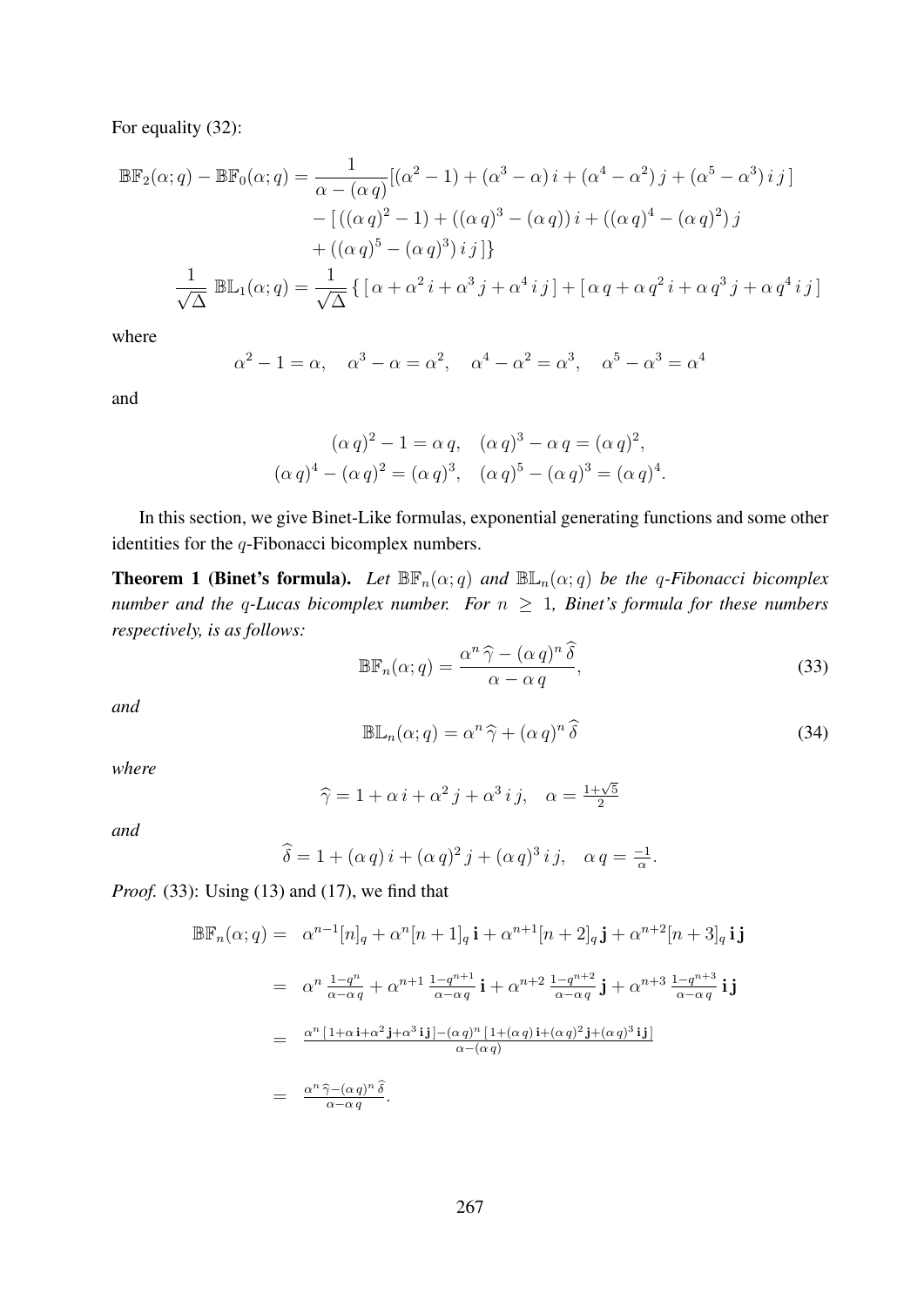For equality (32):

$$
\begin{aligned}
\mathbb{BF}_2(\alpha;q) - \mathbb{BF}_0(\alpha;q) &= \frac{1}{\alpha-(\alpha\,q)}[(\alpha^2-1)+(\alpha^3-\alpha)\,i+(\alpha^4-\alpha^2)\,j+(\alpha^5-\alpha^3)\,i\,j\,] \\
&\quad - [\,((\alpha\,q)^2-1)+((\alpha\,q)^3-(\alpha\,q))\,i+((\alpha\,q)^4-(\alpha\,q)^2)\,j \\
&\quad + ((\alpha\,q)^5-(\alpha\,q)^3)\,i\,j\,]\} \\
\frac{1}{\sqrt{\Delta}}\,\mathbb{BL}_1(\alpha;q) &= \frac{1}{\sqrt{\Delta}}\{\,[\,\alpha+\alpha^2\,i+\alpha^3\,j+\alpha^4\,i\,j\,]+[\,\alpha\,q+\alpha\,q^2\,i+\alpha\,q^3\,j+\alpha\,q^4\,i\,j\,]
\end{aligned}
$$

where

$$
\alpha^2-1=\alpha,\quad \alpha^3-\alpha=\alpha^2,\quad \alpha^4-\alpha^2=\alpha^3,\quad \alpha^5-\alpha^3=\alpha^4
$$

and

$$
\begin{aligned}
(\alpha\,q)^2-1=\alpha\,q,&\quad (\alpha\,q)^3-\alpha\,q=(\alpha\,q)^2,\\
(\alpha\,q)^4-(\alpha\,q)^2=(\alpha\,q)^3,&\quad (\alpha\,q)^5-(\alpha\,q)^3=(\alpha\,q)^4.
\end{aligned}
$$

In this section, we give Binet-Like formulas, exponential generating functions and some other identities for the $q$-Fibonacci bicomplex numbers.

**Theorem 1 (Binet's formula).** *Let $\mathbb{BF}_n(\alpha;q)$ and $\mathbb{BL}_n(\alpha;q)$ be the $q$-Fibonacci bicomplex number and the $q$-Lucas bicomplex number. For $n\geq 1$, Binet's formula for these numbers respectively, is as follows:*

$$
\mathbb{BF}_n(\alpha;q)=\frac{\alpha^n\,\widehat{\gamma}-(\alpha\,q)^n\,\widehat{\delta}}{\alpha-\alpha\,q}, \tag{33}
$$

*and*

$$
\mathbb{BL}_n(\alpha;q)=\alpha^n\,\widehat{\gamma}+(\alpha\,q)^n\,\widehat{\delta} \tag{34}
$$

*where*

$$
\widehat{\gamma}=1+\alpha\,i+\alpha^2\,j+\alpha^3\,i\,j,\quad \alpha=\tfrac{1+\sqrt{5}}{2}
$$

*and*

$$
\widehat{\delta}=1+(\alpha\,q)\,i+(\alpha\,q)^2\,j+(\alpha\,q)^3\,i\,j,\quad \alpha\,q=\tfrac{-1}{\alpha}.
$$

*Proof.* (33): Using (13) and (17), we find that

$$
\begin{aligned}
\mathbb{BF}_n(\alpha;q) &= \alpha^{n-1}[n]_q+\alpha^n[n+1]_q\,\mathbf{i}+\alpha^{n+1}[n+2]_q\,\mathbf{j}+\alpha^{n+2}[n+3]_q\,\mathbf{i}\,\mathbf{j} \\
&= \alpha^n\,\tfrac{1-q^n}{\alpha-\alpha\,q}+\alpha^{n+1}\,\tfrac{1-q^{n+1}}{\alpha-\alpha\,q}\,\mathbf{i}+\alpha^{n+2}\,\tfrac{1-q^{n+2}}{\alpha-\alpha\,q}\,\mathbf{j}+\alpha^{n+3}\,\tfrac{1-q^{n+3}}{\alpha-\alpha\,q}\,\mathbf{i}\,\mathbf{j} \\
&= \tfrac{\alpha^n\,[1+\alpha\,\mathbf{i}+\alpha^2\,\mathbf{j}+\alpha^3\,\mathbf{i}\,\mathbf{j}]-(\alpha\,q)^n\,[1+(\alpha\,q)\,\mathbf{i}+(\alpha\,q)^2\,\mathbf{j}+(\alpha\,q)^3\,\mathbf{i}\,\mathbf{j}]}{\alpha-(\alpha\,q)} \\
&= \tfrac{\alpha^n\,\widehat{\gamma}-(\alpha\,q)^n\,\widehat{\delta}}{\alpha-\alpha\,q}.
\end{aligned}
$$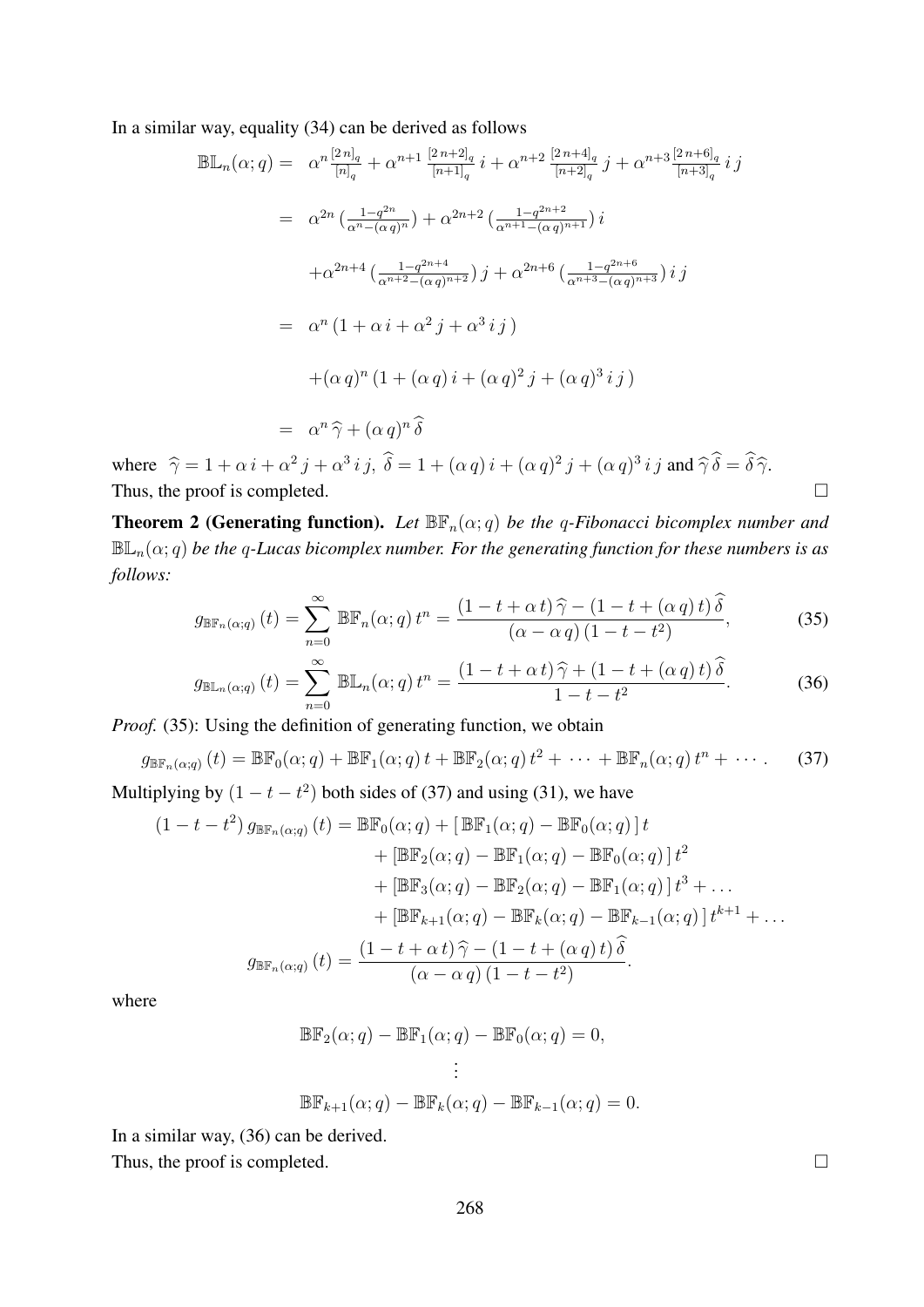In a similar way, equality (34) can be derived as follows

$$
\begin{aligned}
\mathbb{BL}_n(\alpha;q) = &\ \alpha^n \tfrac{[2\,n]_q}{[n]_q} + \alpha^{n+1}\, \tfrac{[2\,n+2]_q}{[n+1]_q}\, i + \alpha^{n+2}\, \tfrac{[2\,n+4]_q}{[n+2]_q}\, j + \alpha^{n+3} \tfrac{[2\,n+6]_q}{[n+3]_q}\, i\, j \\
= &\ \alpha^{2n} \left(\tfrac{1-q^{2n}}{\alpha^{n}-(\alpha\,q)^{n}}\right) + \alpha^{2n+2} \left(\tfrac{1-q^{2n+2}}{\alpha^{n+1}-(\alpha\,q)^{n+1}}\right) i \\
&+ \alpha^{2n+4} \left(\tfrac{1-q^{2n+4}}{\alpha^{n+2}-(\alpha\,q)^{n+2}}\right) j + \alpha^{2n+6} \left(\tfrac{1-q^{2n+6}}{\alpha^{n+3}-(\alpha\,q)^{n+3}}\right) i\, j \\
= &\ \alpha^n \,(1 + \alpha\, i + \alpha^2\, j + \alpha^3\, i\, j\,) \\
&+ (\alpha\, q)^n \,(1 + (\alpha\, q)\, i + (\alpha\, q)^2\, j + (\alpha\, q)^3\, i\, j\,) \\
= &\ \alpha^n\, \widehat{\gamma} + (\alpha\, q)^n\, \widehat{\delta}
\end{aligned}
$$

where $\widehat{\gamma} = 1 + \alpha\, i + \alpha^2\, j + \alpha^3\, i\, j$, $\widehat{\delta} = 1 + (\alpha\, q)\, i + (\alpha\, q)^2\, j + (\alpha\, q)^3\, i\, j$ and $\widehat{\gamma}\,\widehat{\delta} = \widehat{\delta}\,\widehat{\gamma}$.
Thus, the proof is completed. □

**Theorem 2 (Generating function).** *Let $\mathbb{BF}_n(\alpha;q)$ be the $q$-Fibonacci bicomplex number and $\mathbb{BL}_n(\alpha;q)$ be the $q$-Lucas bicomplex number. For the generating function for these numbers is as follows:*

$$
g_{\mathbb{BF}_n(\alpha;q)}\,(t) = \sum_{n=0}^{\infty} \mathbb{BF}_n(\alpha;q)\, t^n = \frac{(1 - t + \alpha\, t)\, \widehat{\gamma} - (1 - t + (\alpha\, q)\, t)\, \widehat{\delta}}{(\alpha - \alpha\, q)\,(1 - t - t^2)}, \tag{35}
$$

$$
g_{\mathbb{BL}_n(\alpha;q)}\,(t) = \sum_{n=0}^{\infty} \mathbb{BL}_n(\alpha;q)\, t^n = \frac{(1 - t + \alpha\, t)\, \widehat{\gamma} + (1 - t + (\alpha\, q)\, t)\, \widehat{\delta}}{1 - t - t^2}. \tag{36}
$$

*Proof.* (35): Using the definition of generating function, we obtain

$$
g_{\mathbb{BF}_n(\alpha;q)}\,(t) = \mathbb{BF}_0(\alpha;q) + \mathbb{BF}_1(\alpha;q)\, t + \mathbb{BF}_2(\alpha;q)\, t^2 + \cdots + \mathbb{BF}_n(\alpha;q)\, t^n + \cdots. \tag{37}
$$

Multiplying by $(1 - t - t^2)$ both sides of (37) and using (31), we have

$$
\begin{aligned}
(1 - t - t^2)\, g_{\mathbb{BF}_n(\alpha;q)}\,(t) = &\ \mathbb{BF}_0(\alpha;q) + [\,\mathbb{BF}_1(\alpha;q) - \mathbb{BF}_0(\alpha;q)\,]\, t \\
&+ [\mathbb{BF}_2(\alpha;q) - \mathbb{BF}_1(\alpha;q) - \mathbb{BF}_0(\alpha;q)\,]\, t^2 \\
&+ [\mathbb{BF}_3(\alpha;q) - \mathbb{BF}_2(\alpha;q) - \mathbb{BF}_1(\alpha;q)\,]\, t^3 + \ldots \\
&+ [\mathbb{BF}_{k+1}(\alpha;q) - \mathbb{BF}_k(\alpha;q) - \mathbb{BF}_{k-1}(\alpha;q)\,]\, t^{k+1} + \ldots \\
g_{\mathbb{BF}_n(\alpha;q)}\,(t) = &\ \frac{(1 - t + \alpha\, t)\, \widehat{\gamma} - (1 - t + (\alpha\, q)\, t)\, \widehat{\delta}}{(\alpha - \alpha\, q)\,(1 - t - t^2)}.
\end{aligned}
$$

where

$$
\begin{gathered}
\mathbb{BF}_2(\alpha;q) - \mathbb{BF}_1(\alpha;q) - \mathbb{BF}_0(\alpha;q) = 0, \\
\vdots \\
\mathbb{BF}_{k+1}(\alpha;q) - \mathbb{BF}_k(\alpha;q) - \mathbb{BF}_{k-1}(\alpha;q) = 0.
\end{gathered}
$$

In a similar way, (36) can be derived.
Thus, the proof is completed. □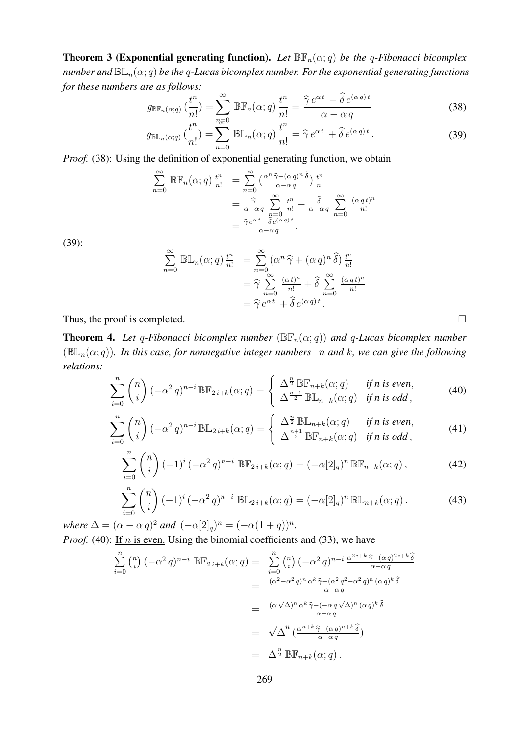**Theorem 3 (Exponential generating function).** *Let $\mathbb{BF}_n(\alpha;q)$ be the $q$-Fibonacci bicomplex number and $\mathbb{BL}_n(\alpha;q)$ be the $q$-Lucas bicomplex number. For the exponential generating functions for these numbers are as follows:*

$$g_{\mathbb{BF}_n(\alpha;q)}(\frac{t^n}{n!}) = \sum_{n=0}^{\infty} \mathbb{BF}_n(\alpha;q)\,\frac{t^n}{n!} = \frac{\widehat{\gamma}\,e^{\alpha\,t} - \widehat{\delta}\,e^{(\alpha\,q)\,t}}{\alpha - \alpha\,q} \tag{38}$$

$$g_{\mathbb{BL}_n(\alpha;q)}(\frac{t^n}{n!}) = \sum_{n=0}^{\infty} \mathbb{BL}_n(\alpha;q)\,\frac{t^n}{n!} = \widehat{\gamma}\,e^{\alpha\,t} + \widehat{\delta}\,e^{(\alpha\,q)\,t}\,. \tag{39}$$

*Proof.* (38): Using the definition of exponential generating function, we obtain

$$\begin{aligned}
\sum_{n=0}^{\infty} \mathbb{BF}_n(\alpha;q)\,\frac{t^n}{n!} &= \sum_{n=0}^{\infty} \left(\frac{\alpha^n\,\widehat{\gamma} - (\alpha\,q)^n\,\widehat{\delta}}{\alpha - \alpha\,q}\right)\frac{t^n}{n!} \\
&= \frac{\widehat{\gamma}}{\alpha - \alpha\,q}\sum_{n=0}^{\infty}\frac{t^n}{n!} - \frac{\widehat{\delta}}{\alpha - \alpha\,q}\sum_{n=0}^{\infty}\frac{(\alpha\,q\,t)^n}{n!} \\
&= \frac{\widehat{\gamma}\,e^{\alpha\,t} - \widehat{\delta}\,e^{(\alpha\,q)\,t}}{\alpha - \alpha\,q}.
\end{aligned}$$

(39):

$$\begin{aligned}
\sum_{n=0}^{\infty} \mathbb{BL}_n(\alpha;q)\,\frac{t^n}{n!} &= \sum_{n=0}^{\infty} \left(\alpha^n\,\widehat{\gamma} + (\alpha\,q)^n\,\widehat{\delta}\right)\frac{t^n}{n!} \\
&= \widehat{\gamma}\sum_{n=0}^{\infty}\frac{(\alpha\,t)^n}{n!} + \widehat{\delta}\sum_{n=0}^{\infty}\frac{(\alpha\,q\,t)^n}{n!} \\
&= \widehat{\gamma}\,e^{\alpha\,t} + \widehat{\delta}\,e^{(\alpha\,q)\,t}.
\end{aligned}$$

Thus, the proof is completed. □

**Theorem 4.** *Let $q$-Fibonacci bicomplex number $(\mathbb{BF}_n(\alpha;q))$ and $q$-Lucas bicomplex number $(\mathbb{BL}_n(\alpha;q))$. In this case, for nonnegative integer numbers $n$ and $k$, we can give the following relations:*

$$\sum_{i=0}^{n}\binom{n}{i}(-\alpha^2\,q)^{n-i}\,\mathbb{BF}_{2\,i+k}(\alpha;q) = \begin{cases} \Delta^{\frac{n}{2}}\,\mathbb{BF}_{n+k}(\alpha;q) & \textit{if n is even}, \\ \Delta^{\frac{n-1}{2}}\,\mathbb{BL}_{n+k}(\alpha;q) & \textit{if n is odd}, \end{cases} \tag{40}$$

$$\sum_{i=0}^{n}\binom{n}{i}(-\alpha^2\,q)^{n-i}\,\mathbb{BL}_{2\,i+k}(\alpha;q) = \begin{cases} \Delta^{\frac{n}{2}}\,\mathbb{BL}_{n+k}(\alpha;q) & \textit{if n is even}, \\ \Delta^{\frac{n+1}{2}}\,\mathbb{BF}_{n+k}(\alpha;q) & \textit{if n is odd}, \end{cases} \tag{41}$$

$$\sum_{i=0}^{n}\binom{n}{i}(-1)^i\,(-\alpha^2\,q)^{n-i}\;\mathbb{BF}_{2\,i+k}(\alpha;q) = (-\alpha[2]_q)^n\,\mathbb{BF}_{n+k}(\alpha;q)\,, \tag{42}$$

$$\sum_{i=0}^{n}\binom{n}{i}(-1)^i\,(-\alpha^2\,q)^{n-i}\;\mathbb{BL}_{2\,i+k}(\alpha;q) = (-\alpha[2]_q)^n\,\mathbb{BL}_{n+k}(\alpha;q)\,. \tag{43}$$

*where $\Delta = (\alpha - \alpha\,q)^2$ and $(-\alpha[2]_q)^n = (-\alpha(1+q))^n$.*

*Proof.* (40): <u>If $n$ is even.</u> Using the binomial coefficients and (33), we have

$$\begin{aligned}
\sum_{i=0}^{n}\binom{n}{i}(-\alpha^2\,q)^{n-i}\;\mathbb{BF}_{2\,i+k}(\alpha;q) &= \sum_{i=0}^{n}\binom{n}{i}(-\alpha^2\,q)^{n-i}\,\frac{\alpha^{2\,i+k}\,\widehat{\gamma} - (\alpha\,q)^{2\,i+k}\,\widehat{\delta}}{\alpha - \alpha\,q} \\
&= \frac{(\alpha^2 - \alpha^2\,q)^n\,\alpha^k\,\widehat{\gamma} - (\alpha^2\,q^2 - \alpha^2\,q)^n\,(\alpha\,q)^k\,\widehat{\delta}}{\alpha - \alpha\,q} \\
&= \frac{(\alpha\sqrt{\Delta})^n\,\alpha^k\,\widehat{\gamma} - (-\alpha\,q\sqrt{\Delta})^n\,(\alpha\,q)^k\,\widehat{\delta}}{\alpha - \alpha\,q} \\
&= \sqrt{\Delta}^n\left(\frac{\alpha^{n+k}\,\widehat{\gamma} - (\alpha\,q)^{n+k}\,\widehat{\delta}}{\alpha - \alpha\,q}\right) \\
&= \Delta^{\frac{n}{2}}\,\mathbb{BF}_{n+k}(\alpha;q)\,.
\end{aligned}$$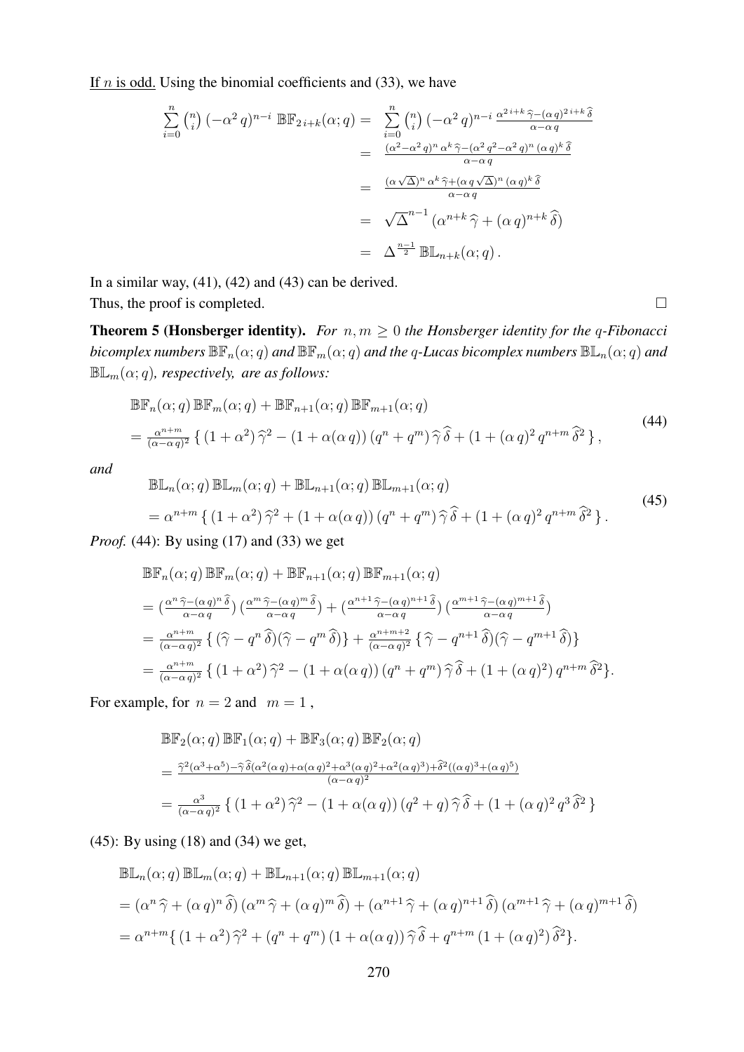<u>If $n$ is odd.</u> Using the binomial coefficients and (33), we have

$$
\begin{aligned}
\sum_{i=0}^{n} \binom{n}{i} (-\alpha^2 q)^{n-i} \, \mathbb{BF}_{2i+k}(\alpha;q) &= \sum_{i=0}^{n} \binom{n}{i} (-\alpha^2 q)^{n-i} \, \frac{\alpha^{2i+k}\,\widehat{\gamma}-(\alpha q)^{2i+k}\,\widehat{\delta}}{\alpha-\alpha q} \\
&= \frac{(\alpha^2-\alpha^2 q)^n \, \alpha^k \,\widehat{\gamma}-(\alpha^2 q^2-\alpha^2 q)^n \,(\alpha q)^k\,\widehat{\delta}}{\alpha-\alpha q} \\
&= \frac{(\alpha\sqrt{\Delta})^n \, \alpha^k \,\widehat{\gamma}+(\alpha q\sqrt{\Delta})^n \,(\alpha q)^k\,\widehat{\delta}}{\alpha-\alpha q} \\
&= \sqrt{\Delta}^{\,n-1} \, (\alpha^{n+k}\,\widehat{\gamma} + (\alpha q)^{n+k}\,\widehat{\delta}) \\
&= \Delta^{\frac{n-1}{2}} \, \mathbb{BL}_{n+k}(\alpha;q).
\end{aligned}
$$

In a similar way, (41), (42) and (43) can be derived.
Thus, the proof is completed. □

**Theorem 5 (Honsberger identity).** *For $n, m \geq 0$ the Honsberger identity for the $q$-Fibonacci bicomplex numbers $\mathbb{BF}_n(\alpha;q)$ and $\mathbb{BF}_m(\alpha;q)$ and the $q$-Lucas bicomplex numbers $\mathbb{BL}_n(\alpha;q)$ and $\mathbb{BL}_m(\alpha;q)$, respectively, are as follows:*

$$
\begin{aligned}
&\mathbb{BF}_n(\alpha;q)\,\mathbb{BF}_m(\alpha;q) + \mathbb{BF}_{n+1}(\alpha;q)\,\mathbb{BF}_{m+1}(\alpha;q) \\
&= \tfrac{\alpha^{n+m}}{(\alpha-\alpha q)^2} \left\{ (1+\alpha^2)\,\widehat{\gamma}^2 - (1+\alpha(\alpha q))\,(q^n+q^m)\,\widehat{\gamma}\,\widehat{\delta} + (1+(\alpha q)^2\,q^{n+m}\,\widehat{\delta}^2 \right\},
\end{aligned}
\tag{44}
$$

*and*

$$
\begin{aligned}
&\mathbb{BL}_n(\alpha;q)\,\mathbb{BL}_m(\alpha;q) + \mathbb{BL}_{n+1}(\alpha;q)\,\mathbb{BL}_{m+1}(\alpha;q) \\
&= \alpha^{n+m} \left\{ (1+\alpha^2)\,\widehat{\gamma}^2 + (1+\alpha(\alpha q))\,(q^n+q^m)\,\widehat{\gamma}\,\widehat{\delta} + (1+(\alpha q)^2\,q^{n+m}\,\widehat{\delta}^2 \right\}.
\end{aligned}
\tag{45}
$$

*Proof.* (44): By using (17) and (33) we get

$$
\begin{aligned}
&\mathbb{BF}_n(\alpha;q)\,\mathbb{BF}_m(\alpha;q) + \mathbb{BF}_{n+1}(\alpha;q)\,\mathbb{BF}_{m+1}(\alpha;q) \\
&= \left(\tfrac{\alpha^n\,\widehat{\gamma}-(\alpha q)^n\,\widehat{\delta}}{\alpha-\alpha q}\right)\left(\tfrac{\alpha^m\,\widehat{\gamma}-(\alpha q)^m\,\widehat{\delta}}{\alpha-\alpha q}\right) + \left(\tfrac{\alpha^{n+1}\,\widehat{\gamma}-(\alpha q)^{n+1}\,\widehat{\delta}}{\alpha-\alpha q}\right)\left(\tfrac{\alpha^{m+1}\,\widehat{\gamma}-(\alpha q)^{m+1}\,\widehat{\delta}}{\alpha-\alpha q}\right) \\
&= \tfrac{\alpha^{n+m}}{(\alpha-\alpha q)^2} \left\{ (\widehat{\gamma}-q^n\,\widehat{\delta})(\widehat{\gamma}-q^m\,\widehat{\delta}) \right\} + \tfrac{\alpha^{n+m+2}}{(\alpha-\alpha q)^2} \left\{ \widehat{\gamma}-q^{n+1}\,\widehat{\delta})(\widehat{\gamma}-q^{m+1}\,\widehat{\delta}) \right\} \\
&= \tfrac{\alpha^{n+m}}{(\alpha-\alpha q)^2} \left\{ (1+\alpha^2)\,\widehat{\gamma}^2 - (1+\alpha(\alpha q))\,(q^n+q^m)\,\widehat{\gamma}\,\widehat{\delta} + (1+(\alpha q)^2)\,q^{n+m}\,\widehat{\delta}^2 \right\}.
\end{aligned}
$$

For example, for $n=2$ and $m=1$,

$$
\begin{aligned}
&\mathbb{BF}_2(\alpha;q)\,\mathbb{BF}_1(\alpha;q) + \mathbb{BF}_3(\alpha;q)\,\mathbb{BF}_2(\alpha;q) \\
&= \tfrac{\widehat{\gamma}^2(\alpha^3+\alpha^5)-\widehat{\gamma}\,\widehat{\delta}(\alpha^2(\alpha q)+\alpha(\alpha q)^2+\alpha^3(\alpha q)^2+\alpha^2(\alpha q)^3)+\widehat{\delta}^2((\alpha q)^3+(\alpha q)^5)}{(\alpha-\alpha q)^2} \\
&= \tfrac{\alpha^3}{(\alpha-\alpha q)^2} \left\{ (1+\alpha^2)\,\widehat{\gamma}^2 - (1+\alpha(\alpha q))\,(q^2+q)\,\widehat{\gamma}\,\widehat{\delta} + (1+(\alpha q)^2\,q^3\,\widehat{\delta}^2 \right\}
\end{aligned}
$$

(45): By using (18) and (34) we get,

$$
\begin{aligned}
&\mathbb{BL}_n(\alpha;q)\,\mathbb{BL}_m(\alpha;q) + \mathbb{BL}_{n+1}(\alpha;q)\,\mathbb{BL}_{m+1}(\alpha;q) \\
&= (\alpha^n\,\widehat{\gamma} + (\alpha q)^n\,\widehat{\delta})\,(\alpha^m\,\widehat{\gamma} + (\alpha q)^m\,\widehat{\delta}) + (\alpha^{n+1}\,\widehat{\gamma} + (\alpha q)^{n+1}\,\widehat{\delta})\,(\alpha^{m+1}\,\widehat{\gamma} + (\alpha q)^{m+1}\,\widehat{\delta}) \\
&= \alpha^{n+m}\left\{ (1+\alpha^2)\,\widehat{\gamma}^2 + (q^n+q^m)\,(1+\alpha(\alpha q))\,\widehat{\gamma}\,\widehat{\delta} + q^{n+m}\,(1+(\alpha q)^2)\,\widehat{\delta}^2 \right\}.
\end{aligned}
$$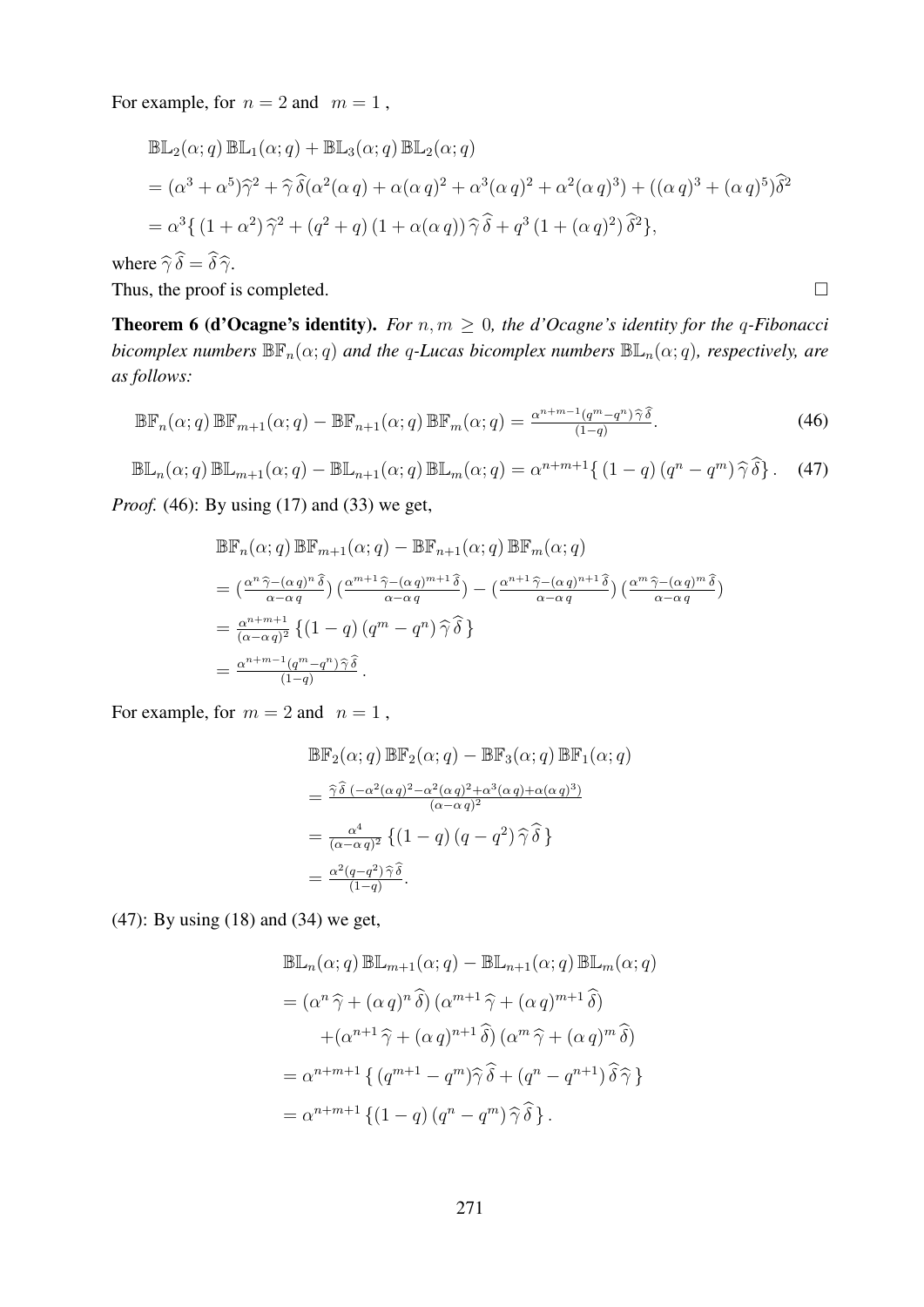For example, for $n = 2$ and $m = 1$ ,

$$
\begin{aligned}
&\mathbb{BL}_2(\alpha;q)\,\mathbb{BL}_1(\alpha;q) + \mathbb{BL}_3(\alpha;q)\,\mathbb{BL}_2(\alpha;q)\\
&= (\alpha^3+\alpha^5)\widehat{\gamma}^2 + \widehat{\gamma}\,\widehat{\delta}(\alpha^2(\alpha\,q) + \alpha(\alpha\,q)^2 + \alpha^3(\alpha\,q)^2 + \alpha^2(\alpha\,q)^3) + ((\alpha\,q)^3 + (\alpha\,q)^5)\widehat{\delta}^2\\
&= \alpha^3\{\,(1+\alpha^2)\,\widehat{\gamma}^2 + (q^2+q)\,(1+\alpha(\alpha\,q))\,\widehat{\gamma}\,\widehat{\delta} + q^3\,(1+(\alpha\,q)^2)\,\widehat{\delta}^2\},
\end{aligned}
$$

where $\widehat{\gamma}\,\widehat{\delta} = \widehat{\delta}\,\widehat{\gamma}$.

Thus, the proof is completed. □

**Theorem 6 (d'Ocagne's identity).** *For $n, m \geq 0$, the d'Ocagne's identity for the $q$-Fibonacci bicomplex numbers $\mathbb{BF}_n(\alpha;q)$ and the $q$-Lucas bicomplex numbers $\mathbb{BL}_n(\alpha;q)$, respectively, are as follows:*

$$
\mathbb{BF}_n(\alpha;q)\,\mathbb{BF}_{m+1}(\alpha;q) - \mathbb{BF}_{n+1}(\alpha;q)\,\mathbb{BF}_m(\alpha;q) = \tfrac{\alpha^{n+m-1}(q^m-q^n)\,\widehat{\gamma}\,\widehat{\delta}}{(1-q)}. \tag{46}
$$

$$
\mathbb{BL}_n(\alpha;q)\,\mathbb{BL}_{m+1}(\alpha;q) - \mathbb{BL}_{n+1}(\alpha;q)\,\mathbb{BL}_m(\alpha;q) = \alpha^{n+m+1}\{\,(1-q)\,(q^n-q^m)\,\widehat{\gamma}\,\widehat{\delta}\}. \tag{47}
$$

*Proof.* (46): By using (17) and (33) we get,

$$
\begin{aligned}
&\mathbb{BF}_n(\alpha;q)\,\mathbb{BF}_{m+1}(\alpha;q) - \mathbb{BF}_{n+1}(\alpha;q)\,\mathbb{BF}_m(\alpha;q)\\
&= \left(\tfrac{\alpha^n\,\widehat{\gamma}-(\alpha\,q)^n\,\widehat{\delta}}{\alpha-\alpha\,q}\right)\left(\tfrac{\alpha^{m+1}\,\widehat{\gamma}-(\alpha\,q)^{m+1}\,\widehat{\delta}}{\alpha-\alpha\,q}\right) - \left(\tfrac{\alpha^{n+1}\,\widehat{\gamma}-(\alpha\,q)^{n+1}\,\widehat{\delta}}{\alpha-\alpha\,q}\right)\left(\tfrac{\alpha^m\,\widehat{\gamma}-(\alpha\,q)^m\,\widehat{\delta}}{\alpha-\alpha\,q}\right)\\
&= \tfrac{\alpha^{n+m+1}}{(\alpha-\alpha\,q)^2}\,\{(1-q)\,(q^m-q^n)\,\widehat{\gamma}\,\widehat{\delta}\,\}\\
&= \tfrac{\alpha^{n+m-1}(q^m-q^n)\,\widehat{\gamma}\,\widehat{\delta}}{(1-q)}\,.
\end{aligned}
$$

For example, for $m = 2$ and $n = 1$ ,

$$
\begin{aligned}
&\mathbb{BF}_2(\alpha;q)\,\mathbb{BF}_2(\alpha;q) - \mathbb{BF}_3(\alpha;q)\,\mathbb{BF}_1(\alpha;q)\\
&= \tfrac{\widehat{\gamma}\,\widehat{\delta}\,(-\alpha^2(\alpha\,q)^2-\alpha^2(\alpha\,q)^2+\alpha^3(\alpha\,q)+\alpha(\alpha\,q)^3)}{(\alpha-\alpha\,q)^2}\\
&= \tfrac{\alpha^4}{(\alpha-\alpha\,q)^2}\,\{(1-q)\,(q-q^2)\,\widehat{\gamma}\,\widehat{\delta}\,\}\\
&= \tfrac{\alpha^2(q-q^2)\,\widehat{\gamma}\,\widehat{\delta}}{(1-q)}.
\end{aligned}
$$

(47): By using (18) and (34) we get,

$$
\begin{aligned}
&\mathbb{BL}_n(\alpha;q)\,\mathbb{BL}_{m+1}(\alpha;q) - \mathbb{BL}_{n+1}(\alpha;q)\,\mathbb{BL}_m(\alpha;q)\\
&= (\alpha^n\,\widehat{\gamma} + (\alpha\,q)^n\,\widehat{\delta})\,(\alpha^{m+1}\,\widehat{\gamma} + (\alpha\,q)^{m+1}\,\widehat{\delta})\\
&\qquad + (\alpha^{n+1}\,\widehat{\gamma} + (\alpha\,q)^{n+1}\,\widehat{\delta})\,(\alpha^m\,\widehat{\gamma} + (\alpha\,q)^m\,\widehat{\delta})\\
&= \alpha^{n+m+1}\,\{\,(q^{m+1}-q^m)\widehat{\gamma}\,\widehat{\delta} + (q^n-q^{n+1})\,\widehat{\delta}\,\widehat{\gamma}\,\}\\
&= \alpha^{n+m+1}\,\{(1-q)\,(q^n-q^m)\,\widehat{\gamma}\,\widehat{\delta}\,\}\,.
\end{aligned}
$$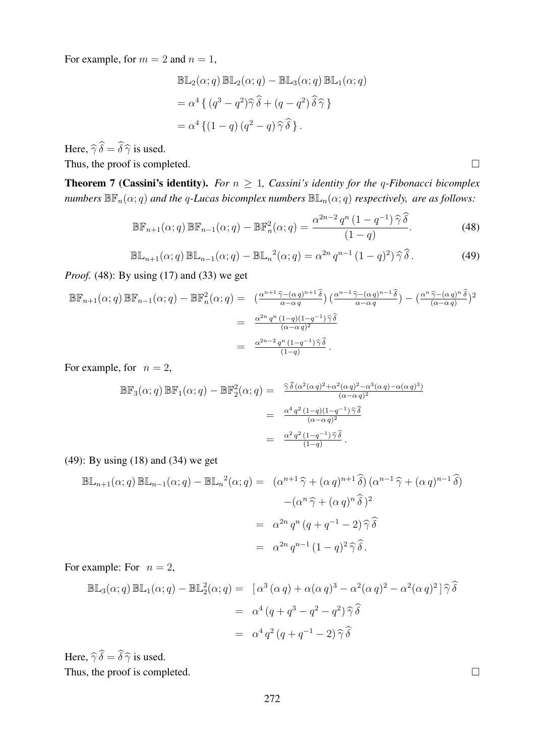For example, for $m = 2$ and $n = 1$,

$$
\begin{aligned}
&\mathbb{BL}_2(\alpha;q)\,\mathbb{BL}_2(\alpha;q) - \mathbb{BL}_3(\alpha;q)\,\mathbb{BL}_1(\alpha;q) \\
&= \alpha^4\,\{\,(q^3-q^2)\widehat{\gamma}\,\widehat{\delta} + (q-q^2)\,\widehat{\delta}\,\widehat{\gamma}\,\} \\
&= \alpha^4\,\{(1-q)\,(q^2-q)\,\widehat{\gamma}\,\widehat{\delta}\,\}\,.
\end{aligned}
$$

Here, $\widehat{\gamma}\,\widehat{\delta} = \widehat{\delta}\,\widehat{\gamma}$ is used.
Thus, the proof is completed. □

**Theorem 7 (Cassini's identity).** *For $n \geq 1$, Cassini's identity for the $q$-Fibonacci bicomplex numbers $\mathbb{BF}_n(\alpha;q)$ and the $q$-Lucas bicomplex numbers $\mathbb{BL}_n(\alpha;q)$ respectively, are as follows:*

$$
\mathbb{BF}_{n+1}(\alpha;q)\,\mathbb{BF}_{n-1}(\alpha;q) - \mathbb{BF}_n^2(\alpha;q) = \frac{\alpha^{2n-2}\,q^n\,(1-q^{-1})\,\widehat{\gamma}\,\widehat{\delta}}{(1-q)}. \tag{48}
$$

$$
\mathbb{BL}_{n+1}(\alpha;q)\,\mathbb{BL}_{n-1}(\alpha;q) - {\mathbb{BL}_n}^2(\alpha;q) = \alpha^{2n}\,q^{n-1}\,(1-q)^2)\,\widehat{\gamma}\,\widehat{\delta}\,. \tag{49}
$$

*Proof.* (48): By using (17) and (33) we get

$$
\begin{aligned}
\mathbb{BF}_{n+1}(\alpha;q)\,\mathbb{BF}_{n-1}(\alpha;q) - \mathbb{BF}_n^2(\alpha;q) &= \left(\tfrac{\alpha^{n+1}\,\widehat{\gamma} - (\alpha\,q)^{n+1}\,\widehat{\delta}}{\alpha-\alpha\,q}\right)\left(\tfrac{\alpha^{n-1}\,\widehat{\gamma} - (\alpha\,q)^{n-1}\,\widehat{\delta}}{\alpha-\alpha\,q}\right) - \left(\tfrac{\alpha^{n}\,\widehat{\gamma} - (\alpha\,q)^{n}\,\widehat{\delta}}{(\alpha-\alpha\,q)}\right)^2 \\
&= \tfrac{\alpha^{2n}\,q^n\,(1-q)(1-q^{-1})\,\widehat{\gamma}\,\widehat{\delta}}{(\alpha-\alpha\,q)^2} \\
&= \tfrac{\alpha^{2n-2}\,q^n\,(1-q^{-1})\,\widehat{\gamma}\,\widehat{\delta}}{(1-q)}\,.
\end{aligned}
$$

For example, for $n = 2$,

$$
\begin{aligned}
\mathbb{BF}_3(\alpha;q)\,\mathbb{BF}_1(\alpha;q) - \mathbb{BF}_2^2(\alpha;q) &= \tfrac{\widehat{\gamma}\,\widehat{\delta}\,(\alpha^2(\alpha\,q)^2 + \alpha^2(\alpha\,q)^2 - \alpha^3(\alpha\,q) - \alpha(\alpha\,q)^3)}{(\alpha-\alpha\,q)^2} \\
&= \tfrac{\alpha^4\,q^2\,(1-q)(1-q^{-1})\,\widehat{\gamma}\,\widehat{\delta}}{(\alpha-\alpha\,q)^2} \\
&= \tfrac{\alpha^2\,q^2\,(1-q^{-1})\,\widehat{\gamma}\,\widehat{\delta}}{(1-q)}\,.
\end{aligned}
$$

(49): By using (18) and (34) we get

$$
\begin{aligned}
\mathbb{BL}_{n+1}(\alpha;q)\,\mathbb{BL}_{n-1}(\alpha;q) - {\mathbb{BL}_n}^2(\alpha;q) &= (\alpha^{n+1}\,\widehat{\gamma} + (\alpha\,q)^{n+1}\,\widehat{\delta})\,(\alpha^{n-1}\,\widehat{\gamma} + (\alpha\,q)^{n-1}\,\widehat{\delta}) \\
&\quad -(\alpha^n\,\widehat{\gamma} + (\alpha\,q)^n\,\widehat{\delta}\,)^2 \\
&= \alpha^{2n}\,q^n\,(q+q^{-1}-2)\,\widehat{\gamma}\,\widehat{\delta} \\
&= \alpha^{2n}\,q^{n-1}\,(1-q)^2\,\widehat{\gamma}\,\widehat{\delta}\,.
\end{aligned}
$$

For example: For $n = 2$,

$$
\begin{aligned}
\mathbb{BL}_3(\alpha;q)\,\mathbb{BL}_1(\alpha;q) - \mathbb{BL}_2^2(\alpha;q) &= [\,\alpha^3\,(\alpha\,q) + \alpha(\alpha\,q)^3 - \alpha^2(\alpha\,q)^2 - \alpha^2(\alpha\,q)^2\,]\,\widehat{\gamma}\,\widehat{\delta} \\
&= \alpha^4\,(q+q^3-q^2-q^2)\,\widehat{\gamma}\,\widehat{\delta} \\
&= \alpha^4\,q^2\,(q+q^{-1}-2)\,\widehat{\gamma}\,\widehat{\delta}
\end{aligned}
$$

Here, $\widehat{\gamma}\,\widehat{\delta} = \widehat{\delta}\,\widehat{\gamma}$ is used.
Thus, the proof is completed. □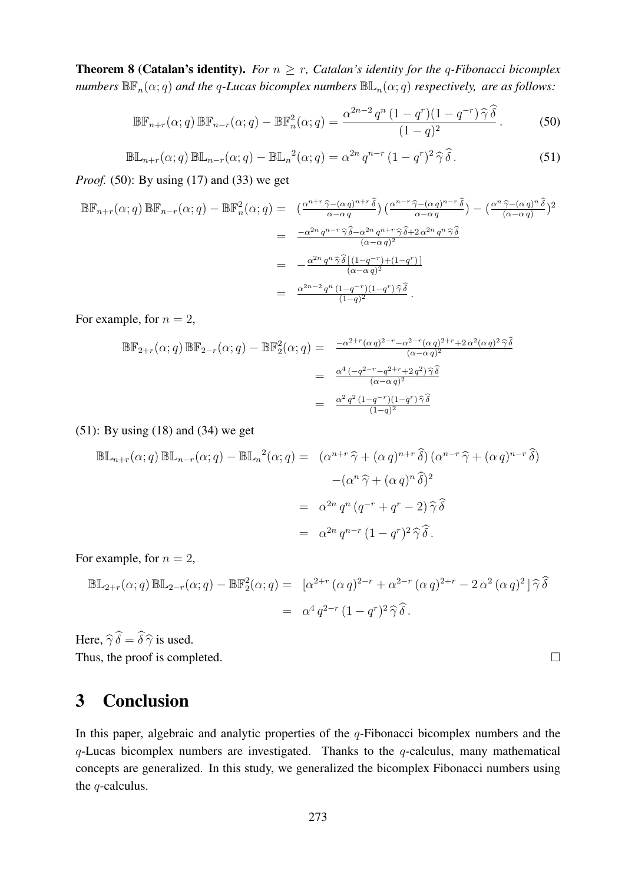**Theorem 8 (Catalan's identity).** *For $n \geq r$, Catalan's identity for the $q$-Fibonacci bicomplex numbers $\mathbb{BF}_n(\alpha;q)$ and the $q$-Lucas bicomplex numbers $\mathbb{BL}_n(\alpha;q)$ respectively, are as follows:*

$$\mathbb{BF}_{n+r}(\alpha;q)\,\mathbb{BF}_{n-r}(\alpha;q)-\mathbb{BF}_n^2(\alpha;q)=\frac{\alpha^{2n-2}\,q^n\,(1-q^r)(1-q^{-r})\,\widehat{\gamma}\,\widehat{\delta}}{(1-q)^2}\,. \tag{50}$$

$$\mathbb{BL}_{n+r}(\alpha;q)\,\mathbb{BL}_{n-r}(\alpha;q)-{\mathbb{BL}_n}^2(\alpha;q)=\alpha^{2n}\,q^{n-r}\,(1-q^r)^2\,\widehat{\gamma}\,\widehat{\delta}\,. \tag{51}$$

*Proof.* (50): By using (17) and (33) we get

$$\begin{aligned}
\mathbb{BF}_{n+r}(\alpha;q)\,\mathbb{BF}_{n-r}(\alpha;q)-\mathbb{BF}_n^2(\alpha;q) &= \left(\tfrac{\alpha^{n+r}\,\widehat{\gamma}-(\alpha\,q)^{n+r}\,\widehat{\delta}}{\alpha-\alpha\,q}\right)\left(\tfrac{\alpha^{n-r}\,\widehat{\gamma}-(\alpha\,q)^{n-r}\,\widehat{\delta}}{\alpha-\alpha\,q}\right)-\left(\tfrac{\alpha^{n}\,\widehat{\gamma}-(\alpha\,q)^{n}\,\widehat{\delta}}{(\alpha-\alpha\,q)}\right)^2\\
&= \tfrac{-\alpha^{2n}\,q^{n-r}\,\widehat{\gamma}\,\widehat{\delta}-\alpha^{2n}\,q^{n+r}\,\widehat{\gamma}\,\widehat{\delta}+2\,\alpha^{2n}\,q^{n}\,\widehat{\gamma}\,\widehat{\delta}}{(\alpha-\alpha\,q)^2}\\
&= -\tfrac{\alpha^{2n}\,q^{n}\,\widehat{\gamma}\,\widehat{\delta}\,[\,(1-q^{-r})+(1-q^{r})\,]}{(\alpha-\alpha\,q)^2}\\
&= \tfrac{\alpha^{2n-2}\,q^{n}\,(1-q^{-r})(1-q^{r})\,\widehat{\gamma}\,\widehat{\delta}}{(1-q)^2}\,.
\end{aligned}$$

For example, for $n=2$,

$$\begin{aligned}
\mathbb{BF}_{2+r}(\alpha;q)\,\mathbb{BF}_{2-r}(\alpha;q)-\mathbb{BF}_2^2(\alpha;q) &= \tfrac{-\alpha^{2+r}(\alpha\,q)^{2-r}-\alpha^{2-r}(\alpha\,q)^{2+r}+2\,\alpha^{2}(\alpha\,q)^{2}\,\widehat{\gamma}\,\widehat{\delta}}{(\alpha-\alpha\,q)^2}\\
&= \tfrac{\alpha^{4}\,(-q^{2-r}-q^{2+r}+2\,q^{2})\,\widehat{\gamma}\,\widehat{\delta}}{(\alpha-\alpha\,q)^2}\\
&= \tfrac{\alpha^{2}\,q^{2}\,(1-q^{-r})(1-q^{r})\,\widehat{\gamma}\,\widehat{\delta}}{(1-q)^2}
\end{aligned}$$

(51): By using (18) and (34) we get

$$\begin{aligned}
\mathbb{BL}_{n+r}(\alpha;q)\,\mathbb{BL}_{n-r}(\alpha;q)-{\mathbb{BL}_n}^2(\alpha;q) &= \left(\alpha^{n+r}\,\widehat{\gamma}+(\alpha\,q)^{n+r}\,\widehat{\delta}\right)\left(\alpha^{n-r}\,\widehat{\gamma}+(\alpha\,q)^{n-r}\,\widehat{\delta}\right)\\
&\quad -\left(\alpha^{n}\,\widehat{\gamma}+(\alpha\,q)^{n}\,\widehat{\delta}\right)^2\\
&= \alpha^{2n}\,q^{n}\,(q^{-r}+q^{r}-2)\,\widehat{\gamma}\,\widehat{\delta}\\
&= \alpha^{2n}\,q^{n-r}\,(1-q^{r})^2\,\widehat{\gamma}\,\widehat{\delta}\,.
\end{aligned}$$

For example, for $n=2$,

$$\begin{aligned}
\mathbb{BL}_{2+r}(\alpha;q)\,\mathbb{BL}_{2-r}(\alpha;q)-\mathbb{BF}_2^2(\alpha;q) &= \left[\alpha^{2+r}\,(\alpha\,q)^{2-r}+\alpha^{2-r}\,(\alpha\,q)^{2+r}-2\,\alpha^{2}\,(\alpha\,q)^{2}\,\right]\widehat{\gamma}\,\widehat{\delta}\\
&= \alpha^{4}\,q^{2-r}\,(1-q^{r})^2\,\widehat{\gamma}\,\widehat{\delta}\,.
\end{aligned}$$

Here, $\widehat{\gamma}\,\widehat{\delta}=\widehat{\delta}\,\widehat{\gamma}$ is used.
Thus, the proof is completed. □

# 3 Conclusion

In this paper, algebraic and analytic properties of the $q$-Fibonacci bicomplex numbers and the $q$-Lucas bicomplex numbers are investigated. Thanks to the $q$-calculus, many mathematical concepts are generalized. In this study, we generalized the bicomplex Fibonacci numbers using the $q$-calculus.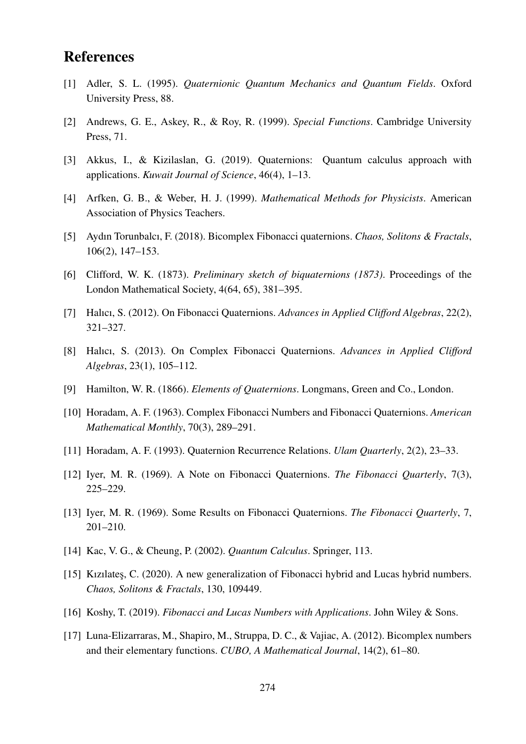## References

[1] Adler, S. L. (1995). *Quaternionic Quantum Mechanics and Quantum Fields*. Oxford University Press, 88.

[2] Andrews, G. E., Askey, R., & Roy, R. (1999). *Special Functions*. Cambridge University Press, 71.

[3] Akkus, I., & Kizilaslan, G. (2019). Quaternions: Quantum calculus approach with applications. *Kuwait Journal of Science*, 46(4), 1–13.

[4] Arfken, G. B., & Weber, H. J. (1999). *Mathematical Methods for Physicists*. American Association of Physics Teachers.

[5] Aydın Torunbalcı, F. (2018). Bicomplex Fibonacci quaternions. *Chaos, Solitons & Fractals*, 106(2), 147–153.

[6] Clifford, W. K. (1873). *Preliminary sketch of biquaternions (1873)*. Proceedings of the London Mathematical Society, 4(64, 65), 381–395.

[7] Halıcı, S. (2012). On Fibonacci Quaternions. *Advances in Applied Clifford Algebras*, 22(2), 321–327.

[8] Halıcı, S. (2013). On Complex Fibonacci Quaternions. *Advances in Applied Clifford Algebras*, 23(1), 105–112.

[9] Hamilton, W. R. (1866). *Elements of Quaternions*. Longmans, Green and Co., London.

[10] Horadam, A. F. (1963). Complex Fibonacci Numbers and Fibonacci Quaternions. *American Mathematical Monthly*, 70(3), 289–291.

[11] Horadam, A. F. (1993). Quaternion Recurrence Relations. *Ulam Quarterly*, 2(2), 23–33.

[12] Iyer, M. R. (1969). A Note on Fibonacci Quaternions. *The Fibonacci Quarterly*, 7(3), 225–229.

[13] Iyer, M. R. (1969). Some Results on Fibonacci Quaternions. *The Fibonacci Quarterly*, 7, 201–210.

[14] Kac, V. G., & Cheung, P. (2002). *Quantum Calculus*. Springer, 113.

[15] Kızılateş, C. (2020). A new generalization of Fibonacci hybrid and Lucas hybrid numbers. *Chaos, Solitons & Fractals*, 130, 109449.

[16] Koshy, T. (2019). *Fibonacci and Lucas Numbers with Applications*. John Wiley & Sons.

[17] Luna-Elizarraras, M., Shapiro, M., Struppa, D. C., & Vajiac, A. (2012). Bicomplex numbers and their elementary functions. *CUBO, A Mathematical Journal*, 14(2), 61–80.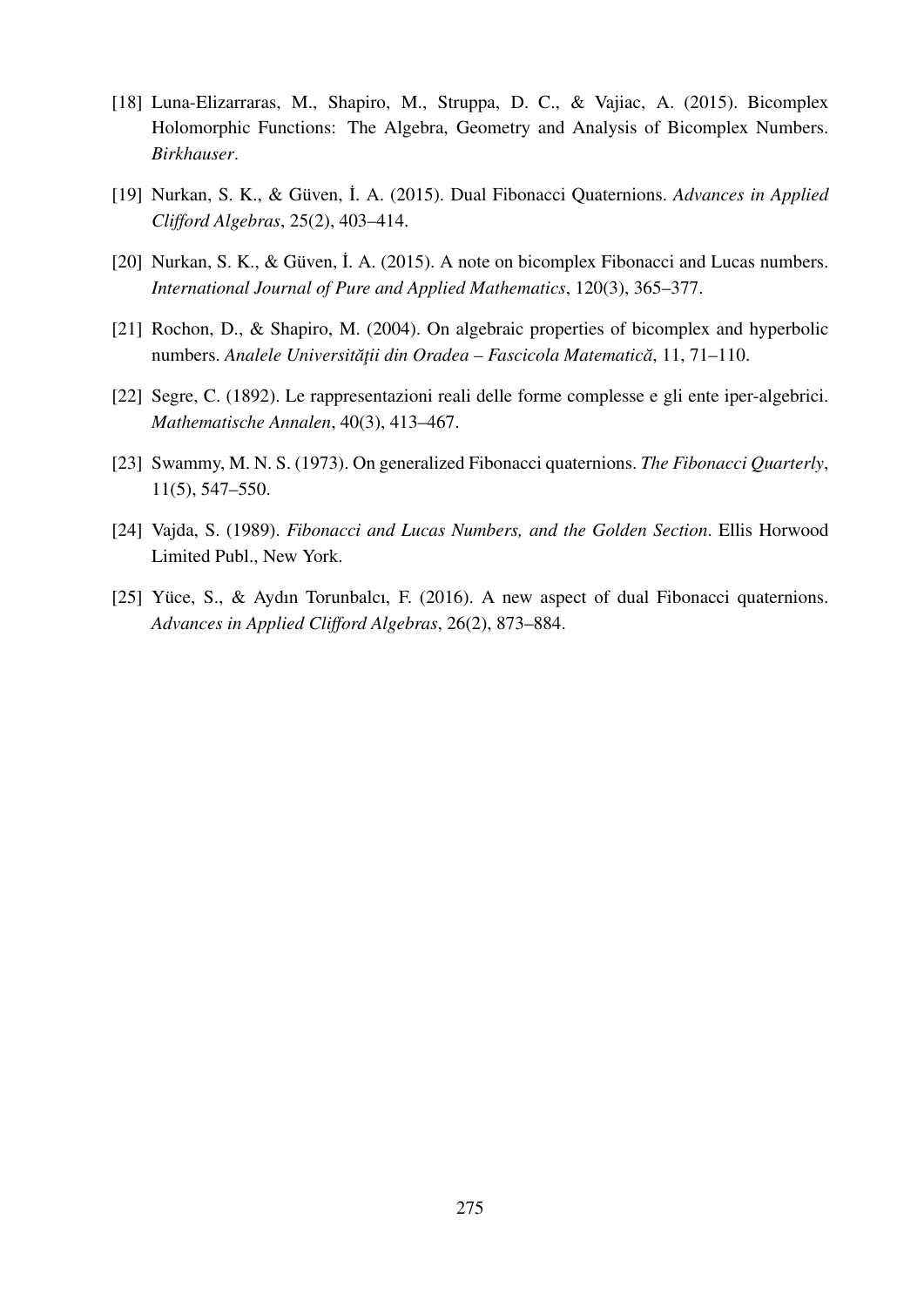[18] Luna-Elizarraras, M., Shapiro, M., Struppa, D. C., & Vajiac, A. (2015). Bicomplex Holomorphic Functions: The Algebra, Geometry and Analysis of Bicomplex Numbers. *Birkhauser*.

[19] Nurkan, S. K., & Güven, İ. A. (2015). Dual Fibonacci Quaternions. *Advances in Applied Clifford Algebras*, 25(2), 403–414.

[20] Nurkan, S. K., & Güven, İ. A. (2015). A note on bicomplex Fibonacci and Lucas numbers. *International Journal of Pure and Applied Mathematics*, 120(3), 365–377.

[21] Rochon, D., & Shapiro, M. (2004). On algebraic properties of bicomplex and hyperbolic numbers. *Analele Universităţii din Oradea – Fascicola Matematică*, 11, 71–110.

[22] Segre, C. (1892). Le rappresentazioni reali delle forme complesse e gli ente iper-algebrici. *Mathematische Annalen*, 40(3), 413–467.

[23] Swammy, M. N. S. (1973). On generalized Fibonacci quaternions. *The Fibonacci Quarterly*, 11(5), 547–550.

[24] Vajda, S. (1989). *Fibonacci and Lucas Numbers, and the Golden Section*. Ellis Horwood Limited Publ., New York.

[25] Yüce, S., & Aydın Torunbalcı, F. (2016). A new aspect of dual Fibonacci quaternions. *Advances in Applied Clifford Algebras*, 26(2), 873–884.